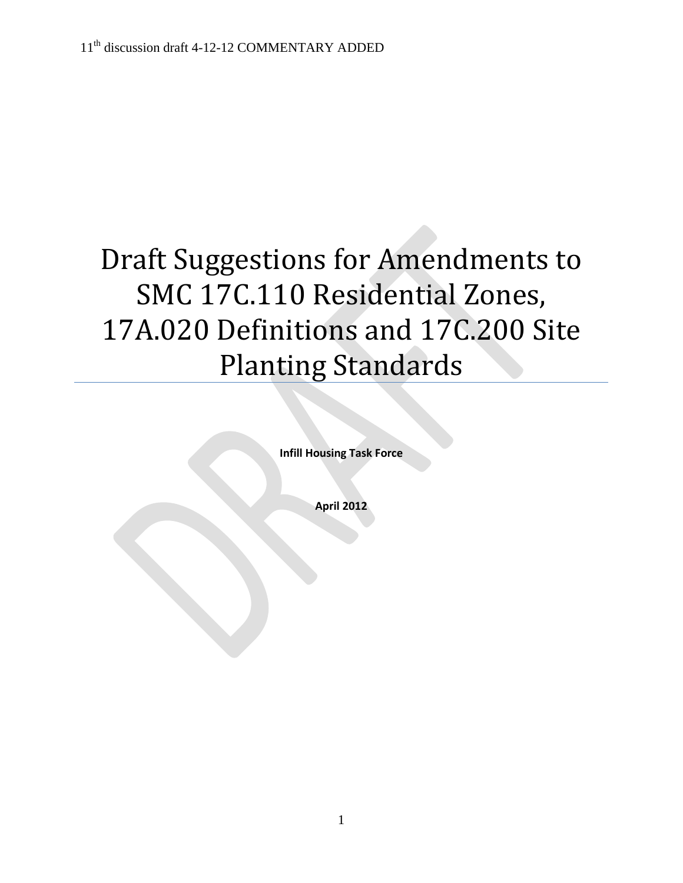11th discussion draft 4-12-12 COMMENTARY ADDED

# Draft Suggestions for Amendments to SMC 17C.110 Residential Zones, 17A.020 Definitions and 17C.200 Site Planting Standards

**Infill Housing Task Force**

**April 2012**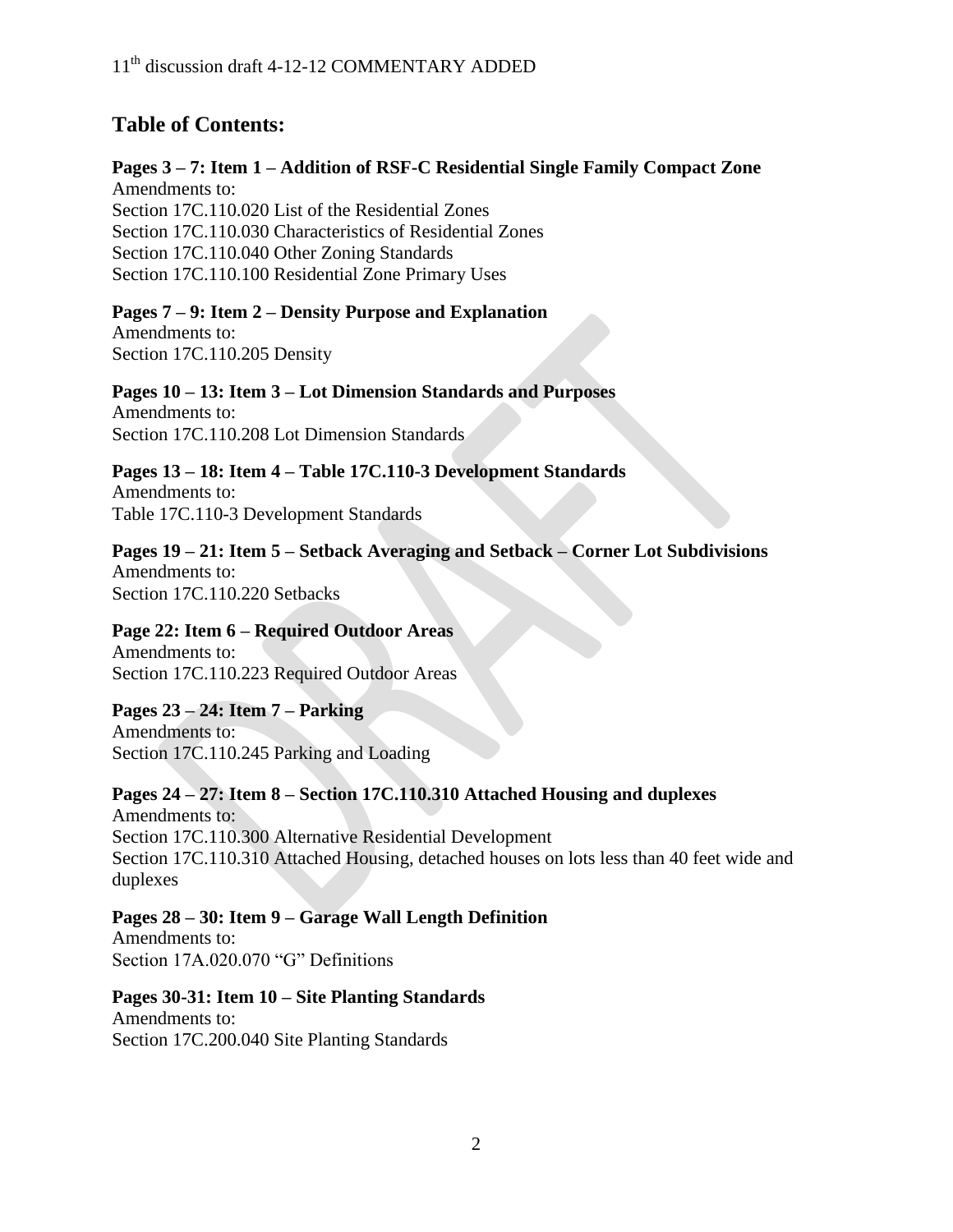# Table of Contents:

**Pages 3 – 7: Item 1 – Addition of RSF-C Residential Single Family Compact Zone**
Amendments to:
Section 17C.110.020 List of the Residential Zones
Section 17C.110.030 Characteristics of Residential Zones
Section 17C.110.040 Other Zoning Standards
Section 17C.110.100 Residential Zone Primary Uses

**Pages 7 – 9: Item 2 – Density Purpose and Explanation**
Amendments to:
Section 17C.110.205 Density

**Pages 10 – 13: Item 3 – Lot Dimension Standards and Purposes**
Amendments to:
Section 17C.110.208 Lot Dimension Standards

**Pages 13 – 18: Item 4 – Table 17C.110-3 Development Standards**
Amendments to:
Table 17C.110-3 Development Standards

**Pages 19 – 21: Item 5 – Setback Averaging and Setback – Corner Lot Subdivisions**
Amendments to:
Section 17C.110.220 Setbacks

**Page 22: Item 6 – Required Outdoor Areas**
Amendments to:
Section 17C.110.223 Required Outdoor Areas

**Pages 23 – 24: Item 7 – Parking**
Amendments to:
Section 17C.110.245 Parking and Loading

**Pages 24 – 27: Item 8 – Section 17C.110.310 Attached Housing and duplexes**
Amendments to:
Section 17C.110.300 Alternative Residential Development
Section 17C.110.310 Attached Housing, detached houses on lots less than 40 feet wide and duplexes

**Pages 28 – 30: Item 9 – Garage Wall Length Definition**
Amendments to:
Section 17A.020.070 "G" Definitions

**Pages 30-31: Item 10 – Site Planting Standards**
Amendments to:
Section 17C.200.040 Site Planting Standards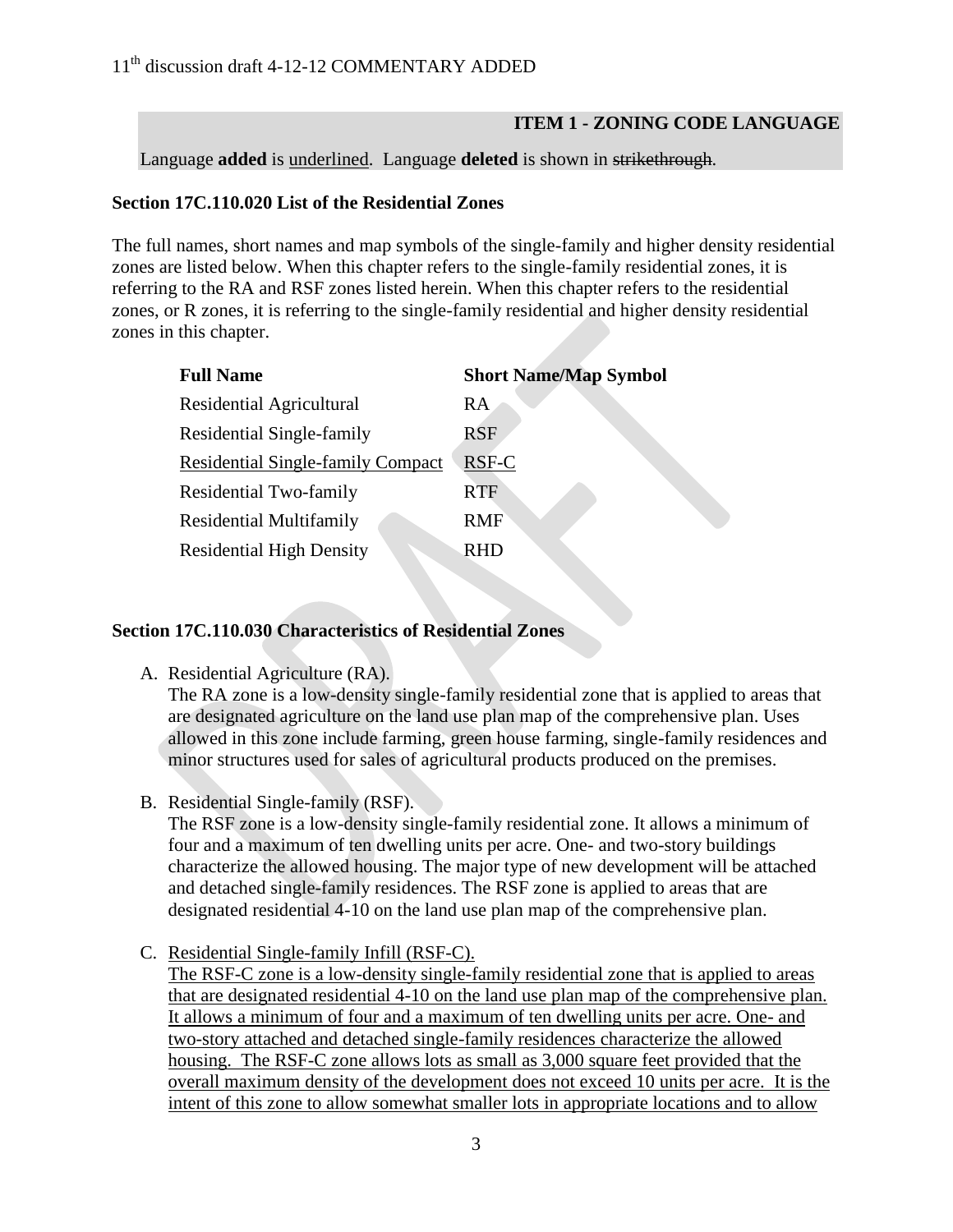11th discussion draft 4-12-12 COMMENTARY ADDED

**ITEM 1 - ZONING CODE LANGUAGE**

Language **added** is <u>underlined</u>. Language **deleted** is shown in ~~strikethrough~~.

### Section 17C.110.020 List of the Residential Zones

The full names, short names and map symbols of the single-family and higher density residential zones are listed below. When this chapter refers to the single-family residential zones, it is referring to the RA and RSF zones listed herein. When this chapter refers to the residential zones, or R zones, it is referring to the single-family residential and higher density residential zones in this chapter.

| Full Name | Short Name/Map Symbol |
|---|---|
| Residential Agricultural | RA |
| Residential Single-family | RSF |
| <u>Residential Single-family Compact</u> | <u>RSF-C</u> |
| Residential Two-family | RTF |
| Residential Multifamily | RMF |
| Residential High Density | RHD |

### Section 17C.110.030 Characteristics of Residential Zones

A. Residential Agriculture (RA).
   The RA zone is a low-density single-family residential zone that is applied to areas that are designated agriculture on the land use plan map of the comprehensive plan. Uses allowed in this zone include farming, green house farming, single-family residences and minor structures used for sales of agricultural products produced on the premises.

B. Residential Single-family (RSF).
   The RSF zone is a low-density single-family residential zone. It allows a minimum of four and a maximum of ten dwelling units per acre. One- and two-story buildings characterize the allowed housing. The major type of new development will be attached and detached single-family residences. The RSF zone is applied to areas that are designated residential 4-10 on the land use plan map of the comprehensive plan.

C. <u>Residential Single-family Infill (RSF-C).</u>
   <u>The RSF-C zone is a low-density single-family residential zone that is applied to areas that are designated residential 4-10 on the land use plan map of the comprehensive plan. It allows a minimum of four and a maximum of ten dwelling units per acre. One- and two-story attached and detached single-family residences characterize the allowed housing. The RSF-C zone allows lots as small as 3,000 square feet provided that the overall maximum density of the development does not exceed 10 units per acre. It is the intent of this zone to allow somewhat smaller lots in appropriate locations and to allow</u>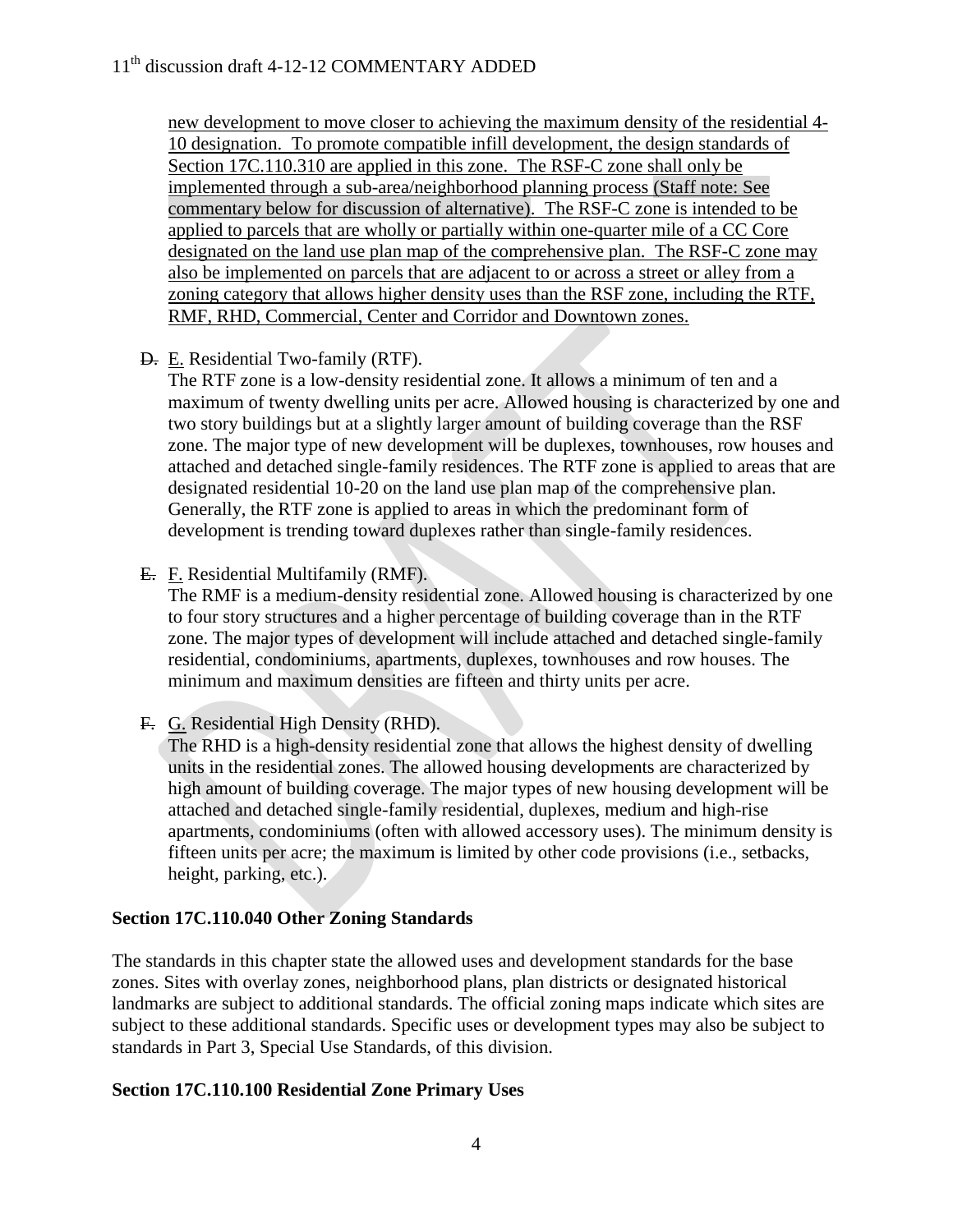new development to move closer to achieving the maximum density of the residential 4-10 designation. To promote compatible infill development, the design standards of Section 17C.110.310 are applied in this zone. The RSF-C zone shall only be implemented through a sub-area/neighborhood planning process (Staff note: See commentary below for discussion of alternative). The RSF-C zone is intended to be applied to parcels that are wholly or partially within one-quarter mile of a CC Core designated on the land use plan map of the comprehensive plan. The RSF-C zone may also be implemented on parcels that are adjacent to or across a street or alley from a zoning category that allows higher density uses than the RSF zone, including the RTF, RMF, RHD, Commercial, Center and Corridor and Downtown zones.

~~D.~~ E. Residential Two-family (RTF).
The RTF zone is a low-density residential zone. It allows a minimum of ten and a maximum of twenty dwelling units per acre. Allowed housing is characterized by one and two story buildings but at a slightly larger amount of building coverage than the RSF zone. The major type of new development will be duplexes, townhouses, row houses and attached and detached single-family residences. The RTF zone is applied to areas that are designated residential 10-20 on the land use plan map of the comprehensive plan. Generally, the RTF zone is applied to areas in which the predominant form of development is trending toward duplexes rather than single-family residences.

~~E.~~ F. Residential Multifamily (RMF).
The RMF is a medium-density residential zone. Allowed housing is characterized by one to four story structures and a higher percentage of building coverage than in the RTF zone. The major types of development will include attached and detached single-family residential, condominiums, apartments, duplexes, townhouses and row houses. The minimum and maximum densities are fifteen and thirty units per acre.

~~F.~~ G. Residential High Density (RHD).
The RHD is a high-density residential zone that allows the highest density of dwelling units in the residential zones. The allowed housing developments are characterized by high amount of building coverage. The major types of new housing development will be attached and detached single-family residential, duplexes, medium and high-rise apartments, condominiums (often with allowed accessory uses). The minimum density is fifteen units per acre; the maximum is limited by other code provisions (i.e., setbacks, height, parking, etc.).

**Section 17C.110.040 Other Zoning Standards**

The standards in this chapter state the allowed uses and development standards for the base zones. Sites with overlay zones, neighborhood plans, plan districts or designated historical landmarks are subject to additional standards. The official zoning maps indicate which sites are subject to these additional standards. Specific uses or development types may also be subject to standards in Part 3, Special Use Standards, of this division.

**Section 17C.110.100 Residential Zone Primary Uses**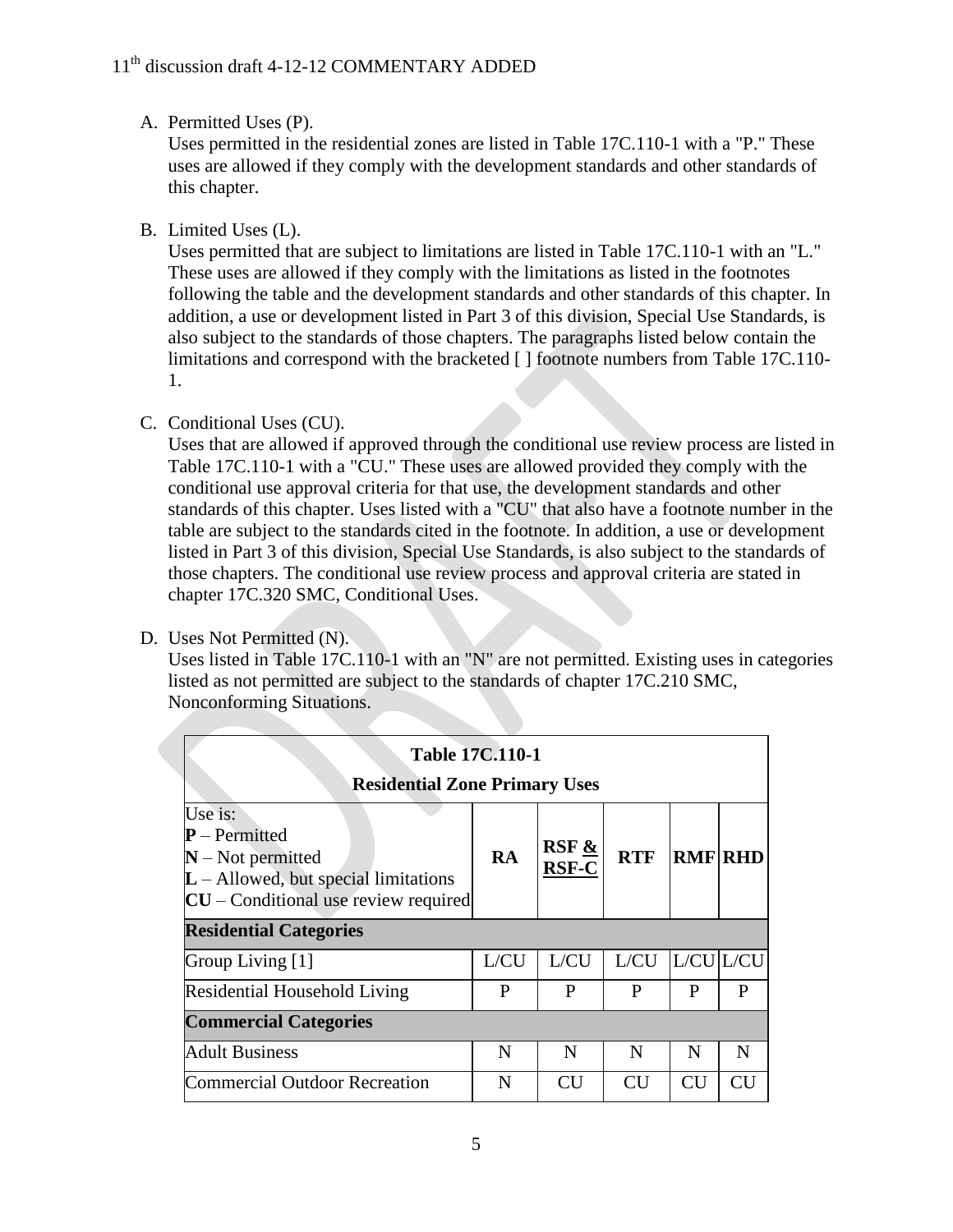A. Permitted Uses (P).
   Uses permitted in the residential zones are listed in Table 17C.110-1 with a "P." These uses are allowed if they comply with the development standards and other standards of this chapter.

B. Limited Uses (L).
   Uses permitted that are subject to limitations are listed in Table 17C.110-1 with an "L." These uses are allowed if they comply with the limitations as listed in the footnotes following the table and the development standards and other standards of this chapter. In addition, a use or development listed in Part 3 of this division, Special Use Standards, is also subject to the standards of those chapters. The paragraphs listed below contain the limitations and correspond with the bracketed [ ] footnote numbers from Table 17C.110-1.

C. Conditional Uses (CU).
   Uses that are allowed if approved through the conditional use review process are listed in Table 17C.110-1 with a "CU." These uses are allowed provided they comply with the conditional use approval criteria for that use, the development standards and other standards of this chapter. Uses listed with a "CU" that also have a footnote number in the table are subject to the standards cited in the footnote. In addition, a use or development listed in Part 3 of this division, Special Use Standards, is also subject to the standards of those chapters. The conditional use review process and approval criteria are stated in chapter 17C.320 SMC, Conditional Uses.

D. Uses Not Permitted (N).
   Uses listed in Table 17C.110-1 with an "N" are not permitted. Existing uses in categories listed as not permitted are subject to the standards of chapter 17C.210 SMC, Nonconforming Situations.

**Table 17C.110-1**
**Residential Zone Primary Uses**

| Use is:<br>**P** – Permitted<br>**N** – Not permitted<br>**L** – Allowed, but special limitations<br>**CU** – Conditional use review required | **RA** | **RSF <u>&</u> <u>RSF-C</u>** | **RTF** | **RMF** | **RHD** |
|---|---|---|---|---|---|
| **Residential Categories** | | | | | |
| Group Living [1] | L/CU | L/CU | L/CU | L/CU | L/CU |
| Residential Household Living | P | P | P | P | P |
| **Commercial Categories** | | | | | |
| Adult Business | N | N | N | N | N |
| Commercial Outdoor Recreation | N | CU | CU | CU | CU |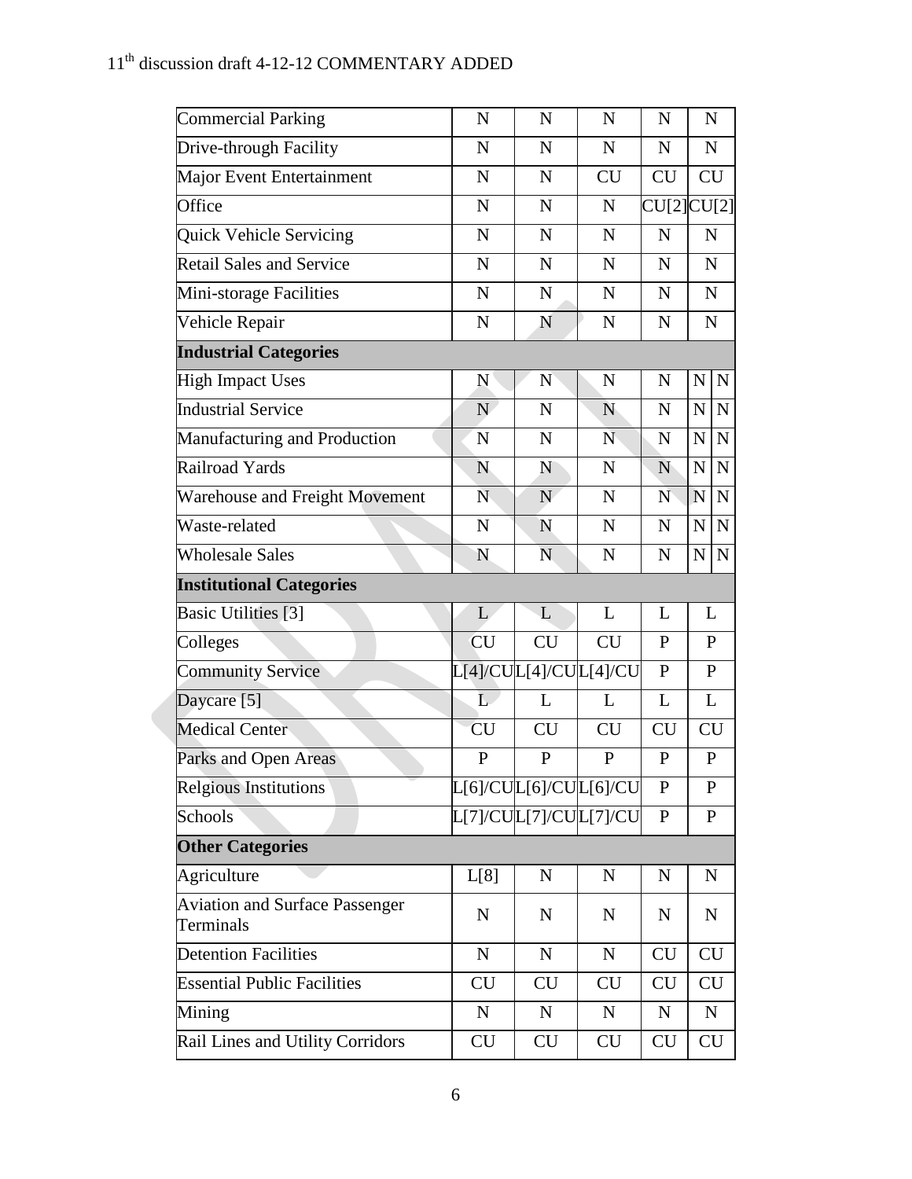| | | | | | |
|---|---|---|---|---|---|
| Commercial Parking | N | N | N | N | N |
| Drive-through Facility | N | N | N | N | N |
| Major Event Entertainment | N | N | CU | CU | CU |
| Office | N | N | N | CU[2] | CU[2] |
| Quick Vehicle Servicing | N | N | N | N | N |
| Retail Sales and Service | N | N | N | N | N |
| Mini-storage Facilities | N | N | N | N | N |
| Vehicle Repair | N | N | N | N | N |
| **Industrial Categories** | | | | | |
| High Impact Uses | N | N | N | N | N N |
| Industrial Service | N | N | N | N | N N |
| Manufacturing and Production | N | N | N | N | N N |
| Railroad Yards | N | N | N | N | N N |
| Warehouse and Freight Movement | N | N | N | N | N N |
| Waste-related | N | N | N | N | N N |
| Wholesale Sales | N | N | N | N | N N |
| **Institutional Categories** | | | | | |
| Basic Utilities [3] | L | L | L | L | L |
| Colleges | CU | CU | CU | P | P |
| Community Service | L[4]/CU | L[4]/CU | L[4]/CU | P | P |
| Daycare [5] | L | L | L | L | L |
| Medical Center | CU | CU | CU | CU | CU |
| Parks and Open Areas | P | P | P | P | P |
| Relgious Institutions | L[6]/CU | L[6]/CU | L[6]/CU | P | P |
| Schools | L[7]/CU | L[7]/CU | L[7]/CU | P | P |
| **Other Categories** | | | | | |
| Agriculture | L[8] | N | N | N | N |
| Aviation and Surface Passenger Terminals | N | N | N | N | N |
| Detention Facilities | N | N | N | CU | CU |
| Essential Public Facilities | CU | CU | CU | CU | CU |
| Mining | N | N | N | N | N |
| Rail Lines and Utility Corridors | CU | CU | CU | CU | CU |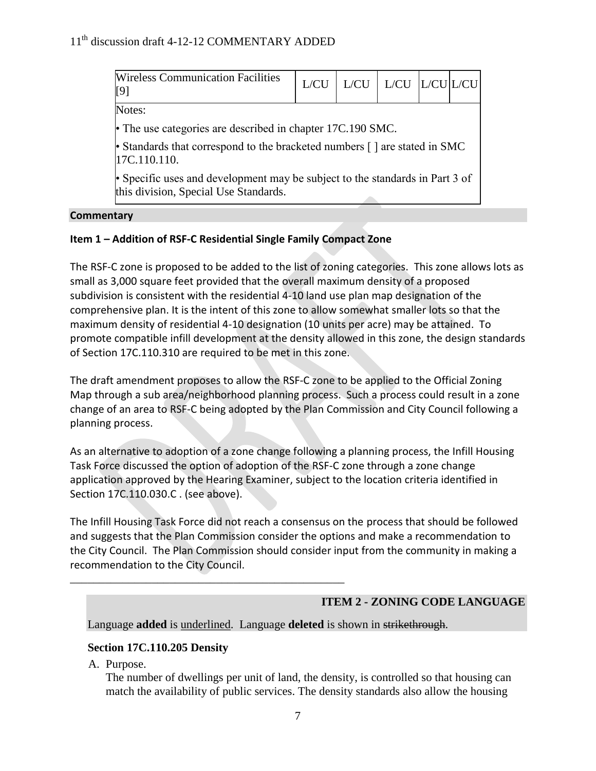| Wireless Communication Facilities [9] | L/CU | L/CU | L/CU | L/CU | L/CU |
|---|---|---|---|---|---|

Notes:

• The use categories are described in chapter 17C.190 SMC.

• Standards that correspond to the bracketed numbers [ ] are stated in SMC 17C.110.110.

• Specific uses and development may be subject to the standards in Part 3 of this division, Special Use Standards.

**Commentary**

**Item 1 – Addition of RSF-C Residential Single Family Compact Zone**

The RSF-C zone is proposed to be added to the list of zoning categories. This zone allows lots as small as 3,000 square feet provided that the overall maximum density of a proposed subdivision is consistent with the residential 4-10 land use plan map designation of the comprehensive plan. It is the intent of this zone to allow somewhat smaller lots so that the maximum density of residential 4-10 designation (10 units per acre) may be attained. To promote compatible infill development at the density allowed in this zone, the design standards of Section 17C.110.310 are required to be met in this zone.

The draft amendment proposes to allow the RSF-C zone to be applied to the Official Zoning Map through a sub area/neighborhood planning process. Such a process could result in a zone change of an area to RSF-C being adopted by the Plan Commission and City Council following a planning process.

As an alternative to adoption of a zone change following a planning process, the Infill Housing Task Force discussed the option of adoption of the RSF-C zone through a zone change application approved by the Hearing Examiner, subject to the location criteria identified in Section 17C.110.030.C . (see above).

The Infill Housing Task Force did not reach a consensus on the process that should be followed and suggests that the Plan Commission consider the options and make a recommendation to the City Council. The Plan Commission should consider input from the community in making a recommendation to the City Council.

---

## ITEM 2 - ZONING CODE LANGUAGE

Language **added** is underlined. Language **deleted** is shown in ~~strikethrough~~.

### Section 17C.110.205 Density

A. Purpose.
The number of dwellings per unit of land, the density, is controlled so that housing can match the availability of public services. The density standards also allow the housing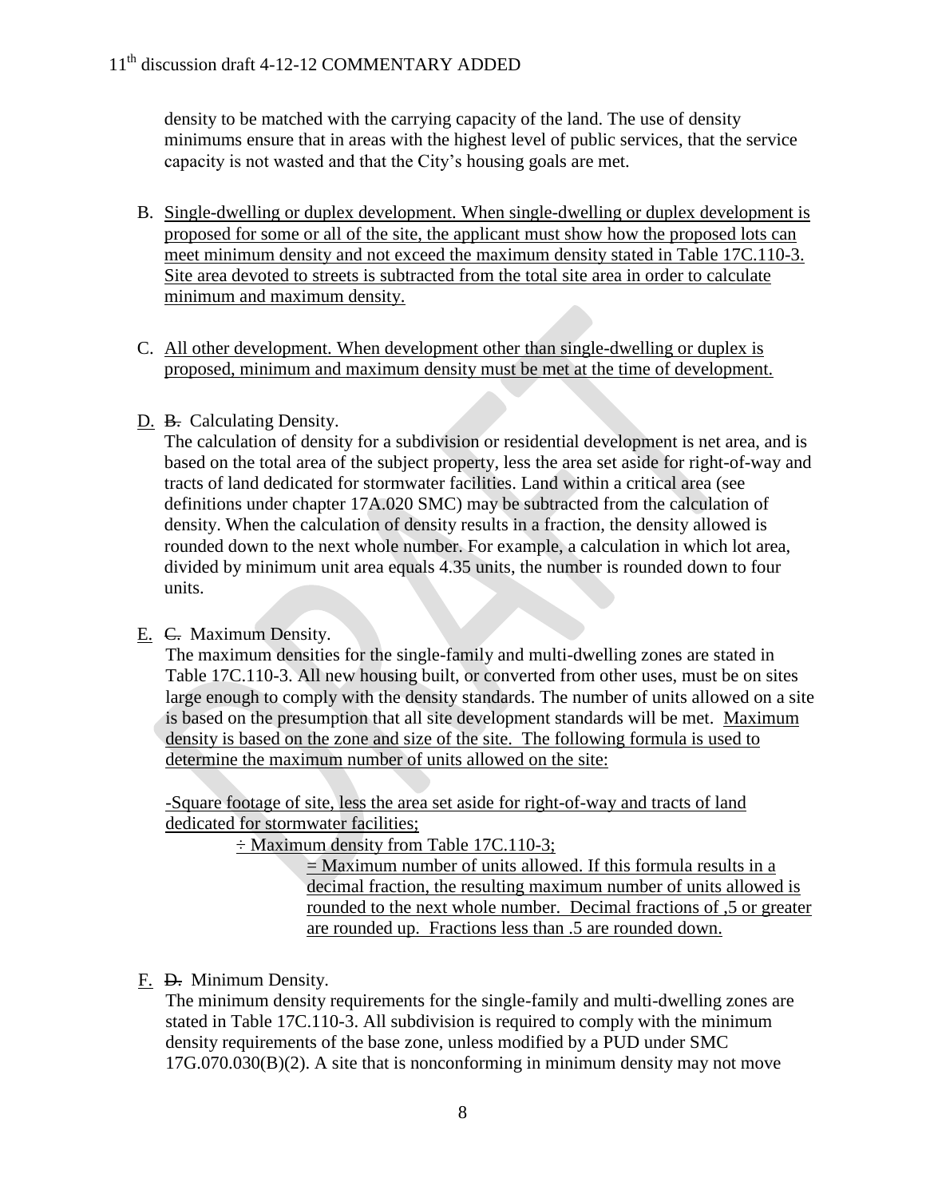density to be matched with the carrying capacity of the land. The use of density minimums ensure that in areas with the highest level of public services, that the service capacity is not wasted and that the City's housing goals are met.

B. Single-dwelling or duplex development. When single-dwelling or duplex development is proposed for some or all of the site, the applicant must show how the proposed lots can meet minimum density and not exceed the maximum density stated in Table 17C.110-3. Site area devoted to streets is subtracted from the total site area in order to calculate minimum and maximum density.

C. All other development. When development other than single-dwelling or duplex is proposed, minimum and maximum density must be met at the time of development.

D. ~~B.~~ Calculating Density.
The calculation of density for a subdivision or residential development is net area, and is based on the total area of the subject property, less the area set aside for right-of-way and tracts of land dedicated for stormwater facilities. Land within a critical area (see definitions under chapter 17A.020 SMC) may be subtracted from the calculation of density. When the calculation of density results in a fraction, the density allowed is rounded down to the next whole number. For example, a calculation in which lot area, divided by minimum unit area equals 4.35 units, the number is rounded down to four units.

E. ~~C.~~ Maximum Density.
The maximum densities for the single-family and multi-dwelling zones are stated in Table 17C.110-3. All new housing built, or converted from other uses, must be on sites large enough to comply with the density standards. The number of units allowed on a site is based on the presumption that all site development standards will be met. Maximum density is based on the zone and size of the site. The following formula is used to determine the maximum number of units allowed on the site:

-Square footage of site, less the area set aside for right-of-way and tracts of land dedicated for stormwater facilities;

÷ Maximum density from Table 17C.110-3;

= Maximum number of units allowed. If this formula results in a decimal fraction, the resulting maximum number of units allowed is rounded to the next whole number. Decimal fractions of ,5 or greater are rounded up. Fractions less than .5 are rounded down.

F. ~~D.~~ Minimum Density.
The minimum density requirements for the single-family and multi-dwelling zones are stated in Table 17C.110-3. All subdivision is required to comply with the minimum density requirements of the base zone, unless modified by a PUD under SMC 17G.070.030(B)(2). A site that is nonconforming in minimum density may not move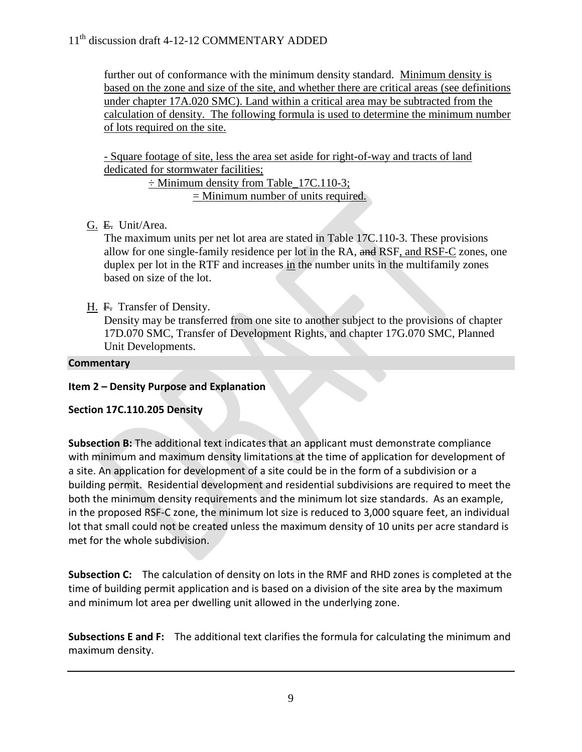further out of conformance with the minimum density standard. <u>Minimum density is based on the zone and size of the site, and whether there are critical areas (see definitions under chapter 17A.020 SMC). Land within a critical area may be subtracted from the calculation of density. The following formula is used to determine the minimum number of lots required on the site.</u>

<u>- Square footage of site, less the area set aside for right-of-way and tracts of land dedicated for stormwater facilities;</u>

<u>÷ Minimum density from Table_17C.110-3;</u>

<u>= Minimum number of units required.</u>

<u>G.</u> ~~E.~~ Unit/Area.

The maximum units per net lot area are stated in Table 17C.110-3. These provisions allow for one single-family residence per lot in the RA, ~~and~~ RSF<u>, and RSF-C</u> zones, one duplex per lot in the RTF and increases <u>in</u> the number units in the multifamily zones based on size of the lot.

<u>H.</u> ~~F.~~ Transfer of Density.

Density may be transferred from one site to another subject to the provisions of chapter 17D.070 SMC, Transfer of Development Rights, and chapter 17G.070 SMC, Planned Unit Developments.

**Commentary**

**Item 2 – Density Purpose and Explanation**

**Section 17C.110.205 Density**

**Subsection B:** The additional text indicates that an applicant must demonstrate compliance with minimum and maximum density limitations at the time of application for development of a site. An application for development of a site could be in the form of a subdivision or a building permit. Residential development and residential subdivisions are required to meet the both the minimum density requirements and the minimum lot size standards. As an example, in the proposed RSF-C zone, the minimum lot size is reduced to 3,000 square feet, an individual lot that small could not be created unless the maximum density of 10 units per acre standard is met for the whole subdivision.

**Subsection C:** The calculation of density on lots in the RMF and RHD zones is completed at the time of building permit application and is based on a division of the site area by the maximum and minimum lot area per dwelling unit allowed in the underlying zone.

**Subsections E and F:** The additional text clarifies the formula for calculating the minimum and maximum density.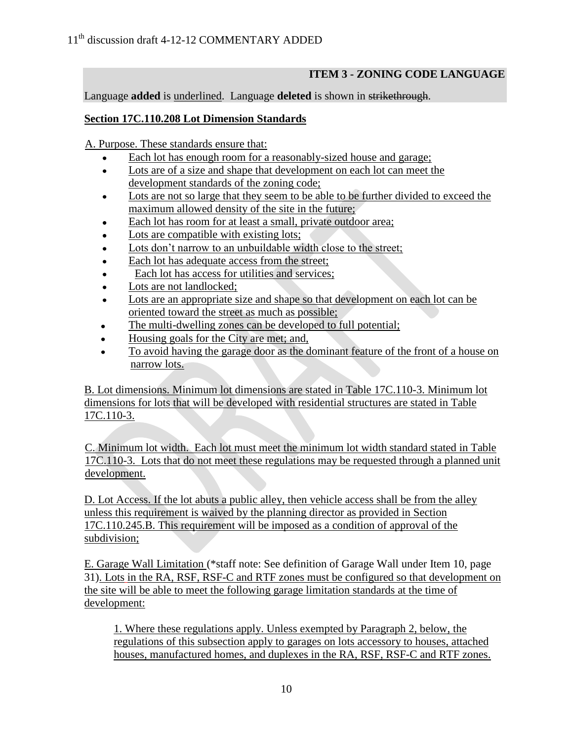## ITEM 3 - ZONING CODE LANGUAGE

Language **added** is underlined. Language **deleted** is shown in ~~strikethrough~~.

### Section 17C.110.208 Lot Dimension Standards

A. Purpose. These standards ensure that:

- Each lot has enough room for a reasonably-sized house and garage;
- Lots are of a size and shape that development on each lot can meet the development standards of the zoning code;
- Lots are not so large that they seem to be able to be further divided to exceed the maximum allowed density of the site in the future;
- Each lot has room for at least a small, private outdoor area;
- Lots are compatible with existing lots;
- Lots don't narrow to an unbuildable width close to the street;
- Each lot has adequate access from the street;
- Each lot has access for utilities and services;
- Lots are not landlocked;
- Lots are an appropriate size and shape so that development on each lot can be oriented toward the street as much as possible;
- The multi-dwelling zones can be developed to full potential;
- Housing goals for the City are met; and,
- To avoid having the garage door as the dominant feature of the front of a house on narrow lots.

B. Lot dimensions. Minimum lot dimensions are stated in Table 17C.110-3. Minimum lot dimensions for lots that will be developed with residential structures are stated in Table 17C.110-3.

C. Minimum lot width. Each lot must meet the minimum lot width standard stated in Table 17C.110-3. Lots that do not meet these regulations may be requested through a planned unit development.

D. Lot Access. If the lot abuts a public alley, then vehicle access shall be from the alley unless this requirement is waived by the planning director as provided in Section 17C.110.245.B. This requirement will be imposed as a condition of approval of the subdivision;

E. Garage Wall Limitation (*staff note: See definition of Garage Wall under Item 10, page 31). Lots in the RA, RSF, RSF-C and RTF zones must be configured so that development on the site will be able to meet the following garage limitation standards at the time of development:

1. Where these regulations apply. Unless exempted by Paragraph 2, below, the regulations of this subsection apply to garages on lots accessory to houses, attached houses, manufactured homes, and duplexes in the RA, RSF, RSF-C and RTF zones.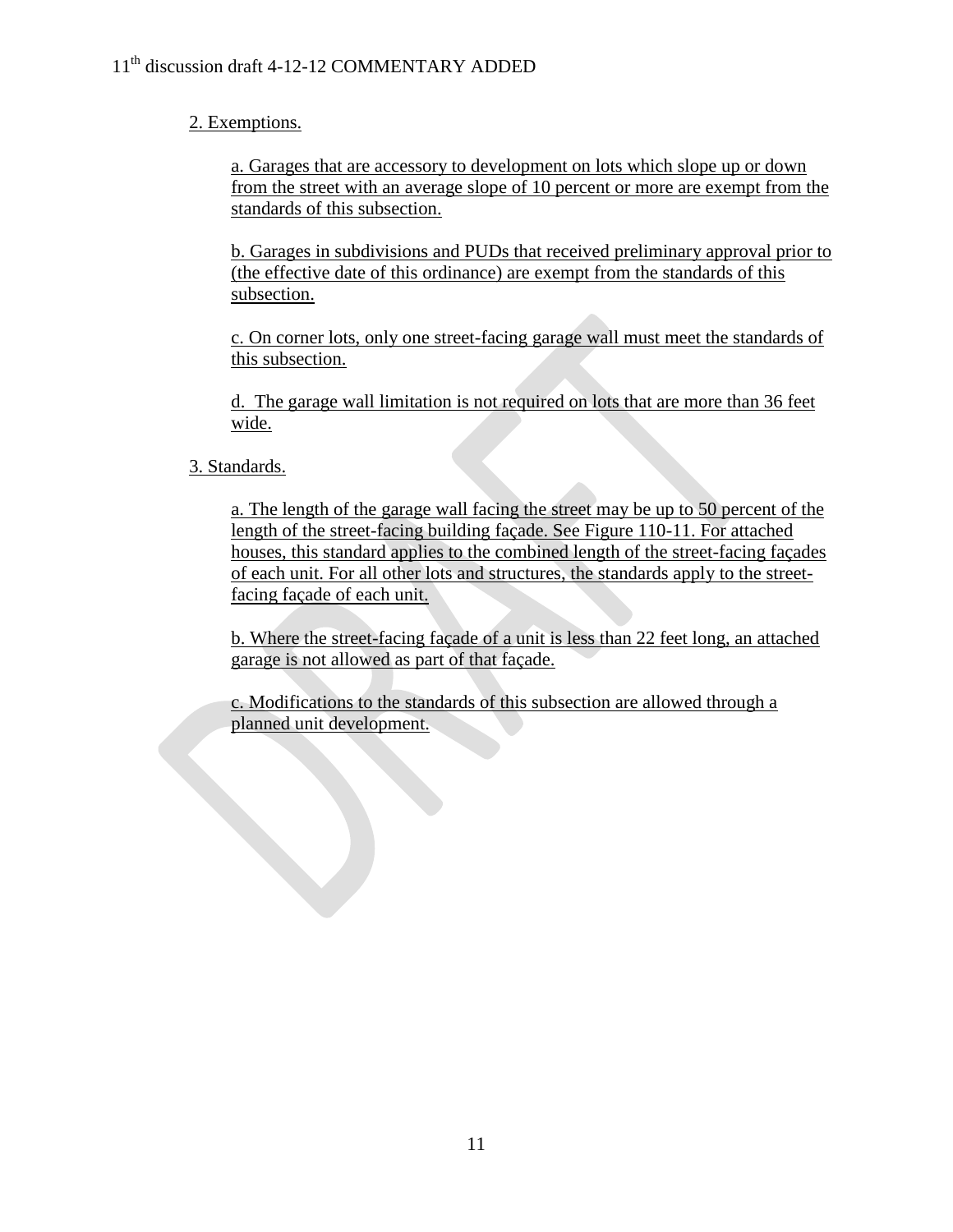2. Exemptions.

a. Garages that are accessory to development on lots which slope up or down from the street with an average slope of 10 percent or more are exempt from the standards of this subsection.

b. Garages in subdivisions and PUDs that received preliminary approval prior to (the effective date of this ordinance) are exempt from the standards of this subsection.

c. On corner lots, only one street-facing garage wall must meet the standards of this subsection.

d. The garage wall limitation is not required on lots that are more than 36 feet wide.

3. Standards.

a. The length of the garage wall facing the street may be up to 50 percent of the length of the street-facing building façade. See Figure 110-11. For attached houses, this standard applies to the combined length of the street-facing façades of each unit. For all other lots and structures, the standards apply to the street-facing façade of each unit.

b. Where the street-facing façade of a unit is less than 22 feet long, an attached garage is not allowed as part of that façade.

c. Modifications to the standards of this subsection are allowed through a planned unit development.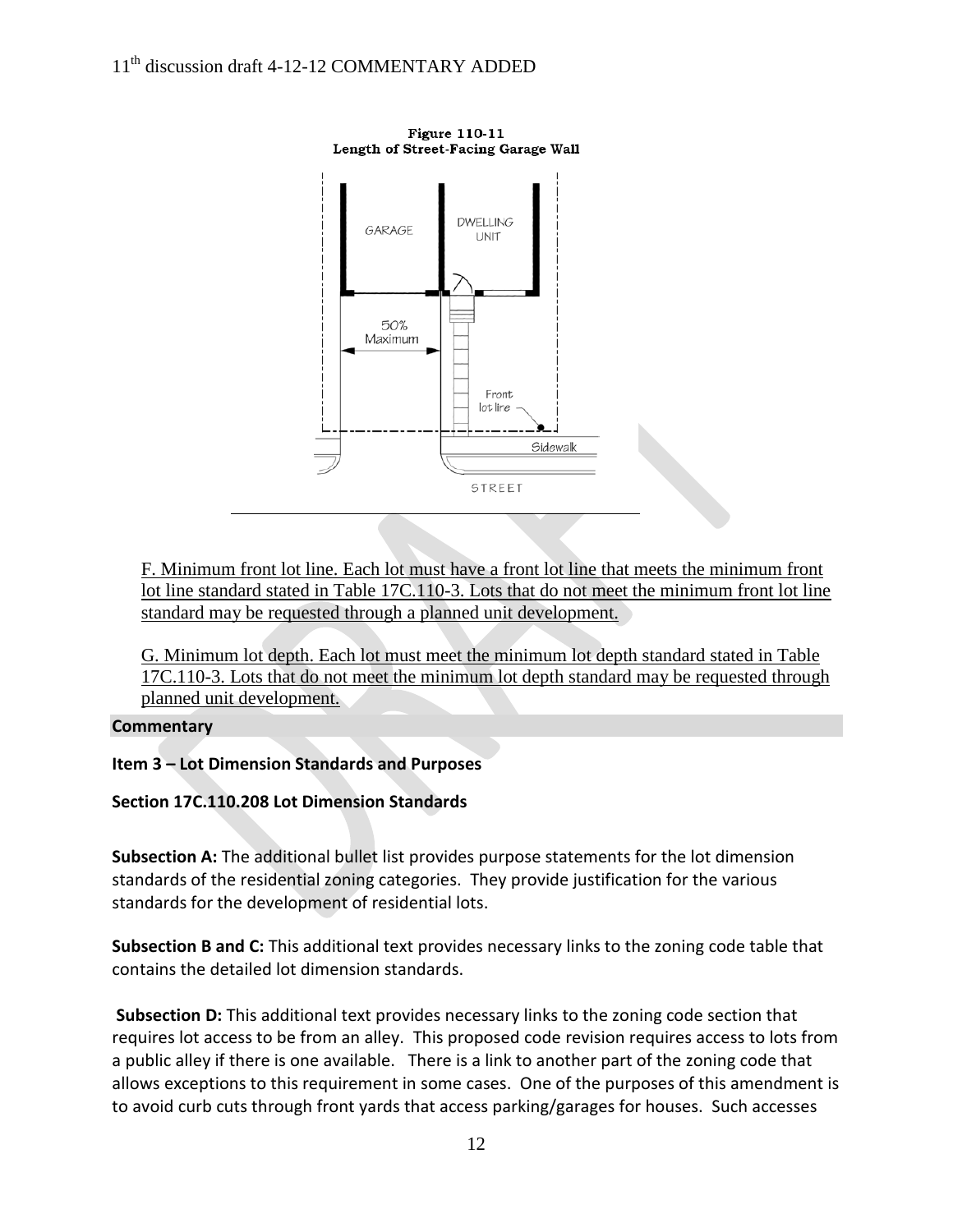Figure 110-11
Length of Street-Facing Garage Wall

F. Minimum front lot line. Each lot must have a front lot line that meets the minimum front lot line standard stated in Table 17C.110-3. Lots that do not meet the minimum front lot line standard may be requested through a planned unit development.

G. Minimum lot depth. Each lot must meet the minimum lot depth standard stated in Table 17C.110-3. Lots that do not meet the minimum lot depth standard may be requested through planned unit development.

**Commentary**

**Item 3 – Lot Dimension Standards and Purposes**

**Section 17C.110.208 Lot Dimension Standards**

**Subsection A:** The additional bullet list provides purpose statements for the lot dimension standards of the residential zoning categories. They provide justification for the various standards for the development of residential lots.

**Subsection B and C:** This additional text provides necessary links to the zoning code table that contains the detailed lot dimension standards.

**Subsection D:** This additional text provides necessary links to the zoning code section that requires lot access to be from an alley. This proposed code revision requires access to lots from a public alley if there is one available. There is a link to another part of the zoning code that allows exceptions to this requirement in some cases. One of the purposes of this amendment is to avoid curb cuts through front yards that access parking/garages for houses. Such accesses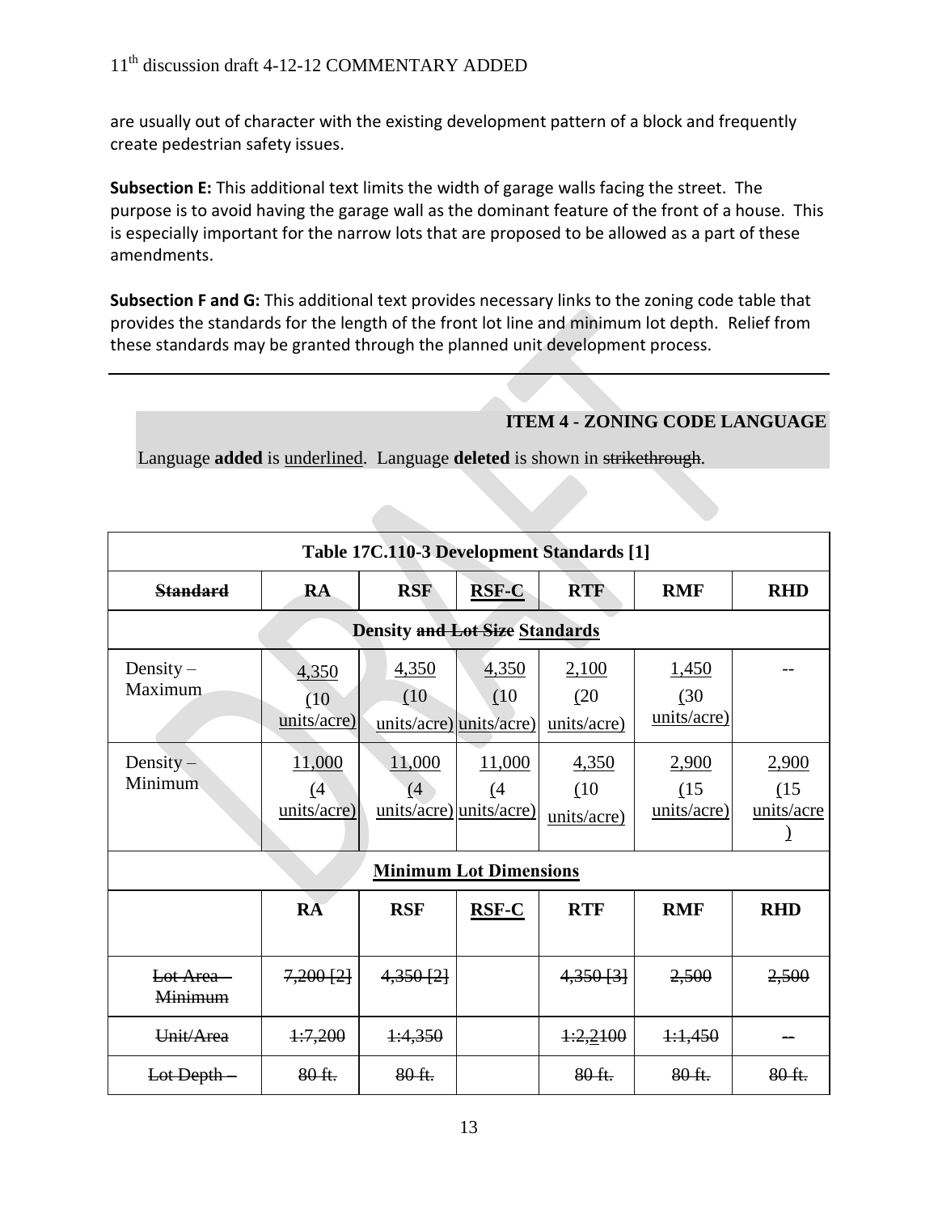are usually out of character with the existing development pattern of a block and frequently create pedestrian safety issues.

**Subsection E:** This additional text limits the width of garage walls facing the street. The purpose is to avoid having the garage wall as the dominant feature of the front of a house. This is especially important for the narrow lots that are proposed to be allowed as a part of these amendments.

**Subsection F and G:** This additional text provides necessary links to the zoning code table that provides the standards for the length of the front lot line and minimum lot depth. Relief from these standards may be granted through the planned unit development process.

---

**ITEM 4 - ZONING CODE LANGUAGE**

Language **added** is <u>underlined</u>. Language **deleted** is shown in ~~strikethrough~~.

| Table 17C.110-3 Development Standards [1] | | | | | | |
|---|---|---|---|---|---|---|
| ~~**Standard**~~ | **RA** | **RSF** | <u>**RSF-C**</u> | **RTF** | **RMF** | **RHD** |
| **Density ~~and Lot Size~~ <u>Standards</u>** | | | | | | |
| Density – Maximum | <u>4,350 (10 units/acre)</u> | <u>4,350 (10 units/acre)</u> | <u>4,350 (10 units/acre)</u> | <u>2,100 (20 units/acre)</u> | <u>1,450 (30 units/acre)</u> | -- |
| Density – Minimum | <u>11,000 (4 units/acre)</u> | <u>11,000 (4 units/acre)</u> | <u>11,000 (4 units/acre)</u> | <u>4,350 (10 units/acre)</u> | <u>2,900 (15 units/acre)</u> | <u>2,900 (15 units/acre)</u> |
| <u>**Minimum Lot Dimensions**</u> | | | | | | |
| | **RA** | **RSF** | <u>**RSF-C**</u> | **RTF** | **RMF** | **RHD** |
| ~~Lot Area – Minimum~~ | ~~7,200 [2]~~ | ~~4,350 [2]~~ | | ~~4,350 [3]~~ | ~~2,500~~ | ~~2,500~~ |
| ~~Unit/Area~~ | ~~1:7,200~~ | ~~1:4,350~~ | | ~~1:2,2100~~ | ~~1:1,450~~ | ~~--~~ |
| ~~Lot Depth –~~ | ~~80 ft.~~ | ~~80 ft.~~ | | ~~80 ft.~~ | ~~80 ft.~~ | ~~80 ft.~~ |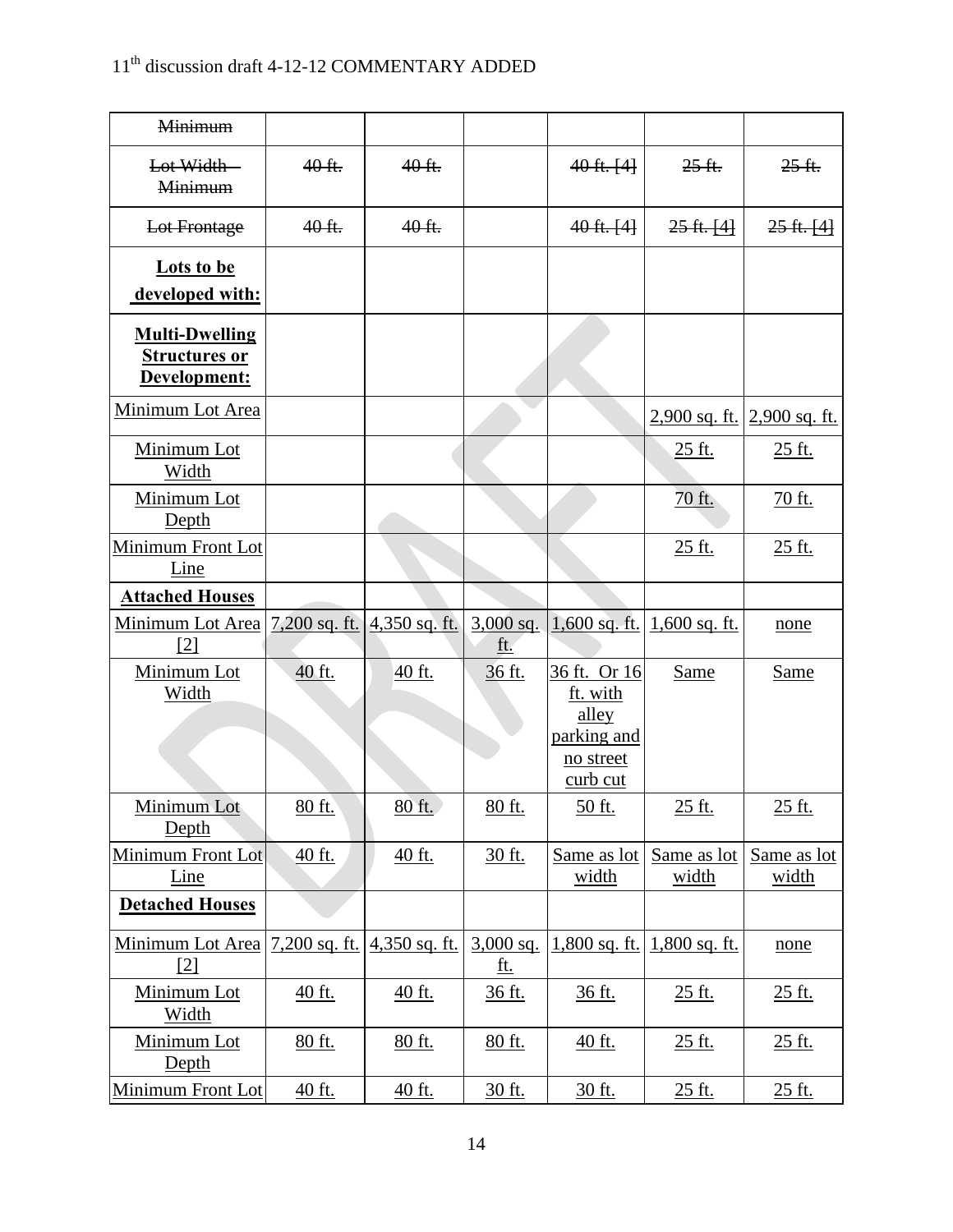| | | | | | | |
|---|---|---|---|---|---|---|
| ~~Minimum~~ | | | | | | |
| ~~Lot Width – Minimum~~ | ~~40 ft.~~ | ~~40 ft.~~ | | ~~40 ft. [4]~~ | ~~25 ft.~~ | ~~25 ft.~~ |
| ~~Lot Frontage~~ | ~~40 ft.~~ | ~~40 ft.~~ | | ~~40 ft. [4]~~ | ~~25 ft. [4]~~ | ~~25 ft. [4]~~ |
| **Lots to be developed with:** | | | | | | |
| **Multi-Dwelling Structures or Development:** | | | | | | |
| Minimum Lot Area | | | | | 2,900 sq. ft. | 2,900 sq. ft. |
| Minimum Lot Width | | | | | 25 ft. | 25 ft. |
| Minimum Lot Depth | | | | | 70 ft. | 70 ft. |
| Minimum Front Lot Line | | | | | 25 ft. | 25 ft. |
| **Attached Houses** | | | | | | |
| Minimum Lot Area [2] | 7,200 sq. ft. | 4,350 sq. ft. | 3,000 sq. ft. | 1,600 sq. ft. | 1,600 sq. ft. | none |
| Minimum Lot Width | 40 ft. | 40 ft. | 36 ft. | 36 ft. Or 16 ft. with alley parking and no street curb cut | Same | Same |
| Minimum Lot Depth | 80 ft. | 80 ft. | 80 ft. | 50 ft. | 25 ft. | 25 ft. |
| Minimum Front Lot Line | 40 ft. | 40 ft. | 30 ft. | Same as lot width | Same as lot width | Same as lot width |
| **Detached Houses** | | | | | | |
| Minimum Lot Area [2] | 7,200 sq. ft. | 4,350 sq. ft. | 3,000 sq. ft. | 1,800 sq. ft. | 1,800 sq. ft. | none |
| Minimum Lot Width | 40 ft. | 40 ft. | 36 ft. | 36 ft. | 25 ft. | 25 ft. |
| Minimum Lot Depth | 80 ft. | 80 ft. | 80 ft. | 40 ft. | 25 ft. | 25 ft. |
| Minimum Front Lot | 40 ft. | 40 ft. | 30 ft. | 30 ft. | 25 ft. | 25 ft. |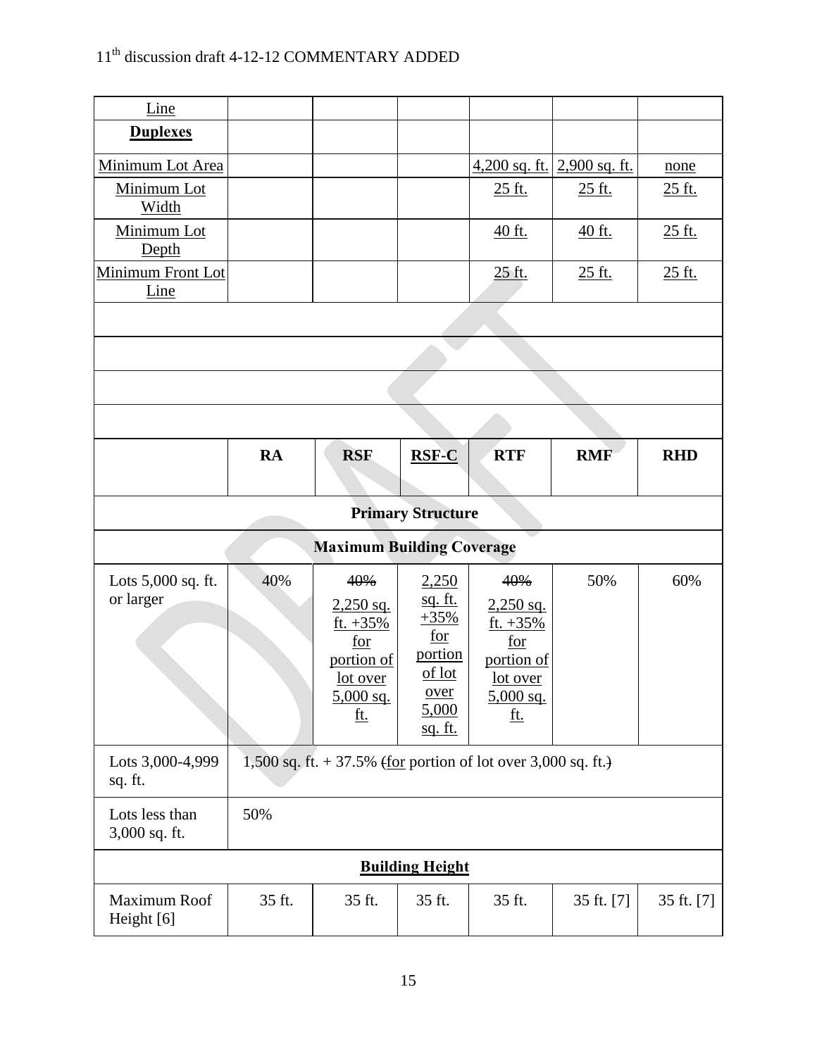| Line | | | | | | |
|---|---|---|---|---|---|---|
| **Duplexes** | | | | | | |
| Minimum Lot Area | | | | 4,200 sq. ft. | 2,900 sq. ft. | none |
| Minimum Lot Width | | | | 25 ft. | 25 ft. | 25 ft. |
| Minimum Lot Depth | | | | 40 ft. | 40 ft. | 25 ft. |
| Minimum Front Lot Line | | | | 25 ft. | 25 ft. | 25 ft. |

| | RA | RSF | RSF-C | RTF | RMF | RHD |
|---|---|---|---|---|---|---|
| **Primary Structure** | | | | | | |
| **Maximum Building Coverage** | | | | | | |
| Lots 5,000 sq. ft. or larger | 40% | ~~40%~~ 2,250 sq. ft. +35% for portion of lot over 5,000 sq. ft. | 2,250 sq. ft. +35% for portion of lot over 5,000 sq. ft. | ~~40%~~ 2,250 sq. ft. +35% for portion of lot over 5,000 sq. ft. | 50% | 60% |
| Lots 3,000-4,999 sq. ft. | 1,500 sq. ft. + 37.5% ~~(~~for portion of lot over 3,000 sq. ft.~~)~~ | | | | | |
| Lots less than 3,000 sq. ft. | 50% | | | | | |
| **Building Height** | | | | | | |
| Maximum Roof Height [6] | 35 ft. | 35 ft. | 35 ft. | 35 ft. | 35 ft. [7] | 35 ft. [7] |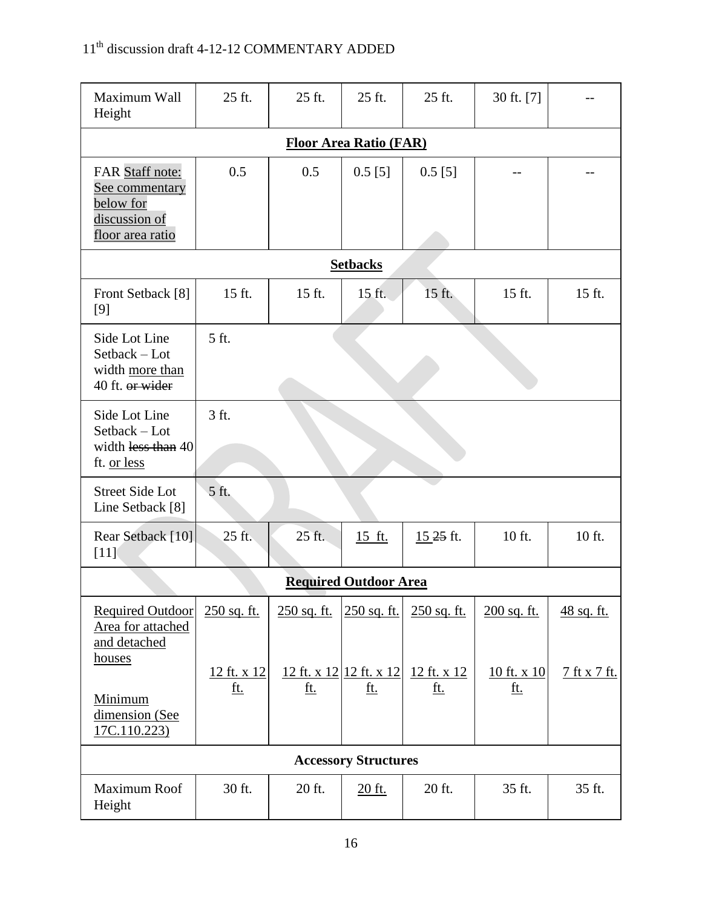| Maximum Wall Height | 25 ft. | 25 ft. | 25 ft. | 25 ft. | 30 ft. [7] | -- |
|---|---|---|---|---|---|---|
| **Floor Area Ratio (FAR)** | | | | | | |
| FAR Staff note: See commentary below for discussion of floor area ratio | 0.5 | 0.5 | 0.5 [5] | 0.5 [5] | -- | -- |
| **Setbacks** | | | | | | |
| Front Setback [8] [9] | 15 ft. | 15 ft. | 15 ft. | 15 ft. | 15 ft. | 15 ft. |
| Side Lot Line Setback – Lot width more than 40 ft. ~~or wider~~ | 5 ft. | | | | | |
| Side Lot Line Setback – Lot width ~~less than~~ 40 ft. or less | 3 ft. | | | | | |
| Street Side Lot Line Setback [8] | 5 ft. | | | | | |
| Rear Setback [10] [11] | 25 ft. | 25 ft. | 15 ft. | 15 ~~25~~ ft. | 10 ft. | 10 ft. |
| **Required Outdoor Area** | | | | | | |
| Required Outdoor Area for attached and detached houses | 250 sq. ft. | 250 sq. ft. | 250 sq. ft. | 250 sq. ft. | 200 sq. ft. | 48 sq. ft. |
| Minimum dimension (See 17C.110.223) | 12 ft. x 12 ft. | 12 ft. x 12 ft. | 12 ft. x 12 ft. | 12 ft. x 12 ft. | 10 ft. x 10 ft. | 7 ft x 7 ft. |
| **Accessory Structures** | | | | | | |
| Maximum Roof Height | 30 ft. | 20 ft. | 20 ft. | 20 ft. | 35 ft. | 35 ft. |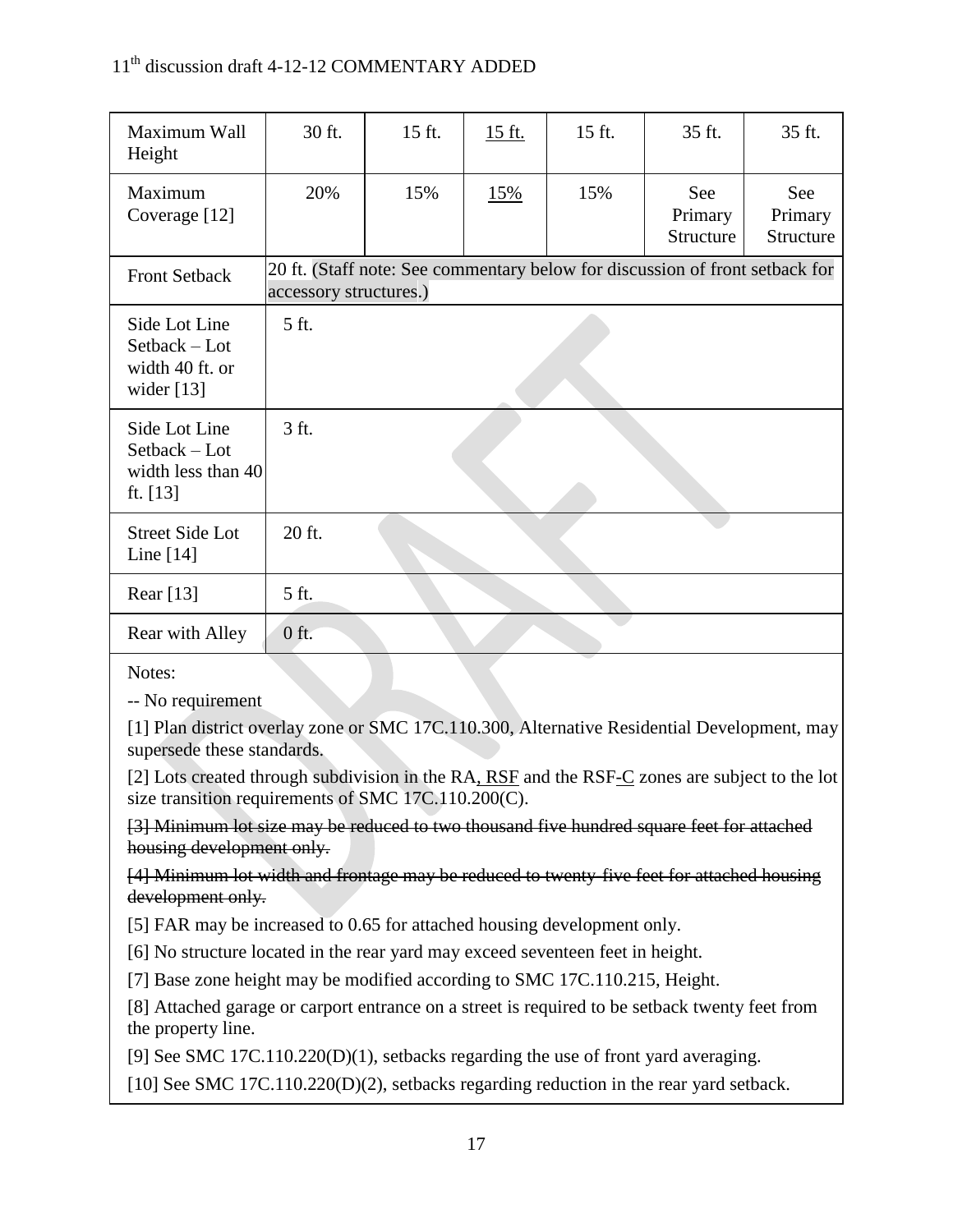| Maximum Wall Height | 30 ft. | 15 ft. | <u>15 ft.</u> | 15 ft. | 35 ft. | 35 ft. |
|---|---|---|---|---|---|---|
| Maximum Coverage [12] | 20% | 15% | <u>15%</u> | 15% | See Primary Structure | See Primary Structure |
| Front Setback | 20 ft. (Staff note: See commentary below for discussion of front setback for accessory structures.) | | | | | |
| Side Lot Line Setback – Lot width 40 ft. or wider [13] | 5 ft. | | | | | |
| Side Lot Line Setback – Lot width less than 40 ft. [13] | 3 ft. | | | | | |
| Street Side Lot Line [14] | 20 ft. | | | | | |
| Rear [13] | 5 ft. | | | | | |
| Rear with Alley | 0 ft. | | | | | |

Notes:

-- No requirement

[1] Plan district overlay zone or SMC 17C.110.300, Alternative Residential Development, may supersede these standards.

[2] Lots created through subdivision in the RA<u>, RSF</u> and the RSF<u>-C</u> zones are subject to the lot size transition requirements of SMC 17C.110.200(C).

~~[3] Minimum lot size may be reduced to two thousand five hundred square feet for attached housing development only.~~

~~[4] Minimum lot width and frontage may be reduced to twenty-five feet for attached housing development only.~~

[5] FAR may be increased to 0.65 for attached housing development only.

[6] No structure located in the rear yard may exceed seventeen feet in height.

[7] Base zone height may be modified according to SMC 17C.110.215, Height.

[8] Attached garage or carport entrance on a street is required to be setback twenty feet from the property line.

[9] See SMC 17C.110.220(D)(1), setbacks regarding the use of front yard averaging.

[10] See SMC 17C.110.220(D)(2), setbacks regarding reduction in the rear yard setback.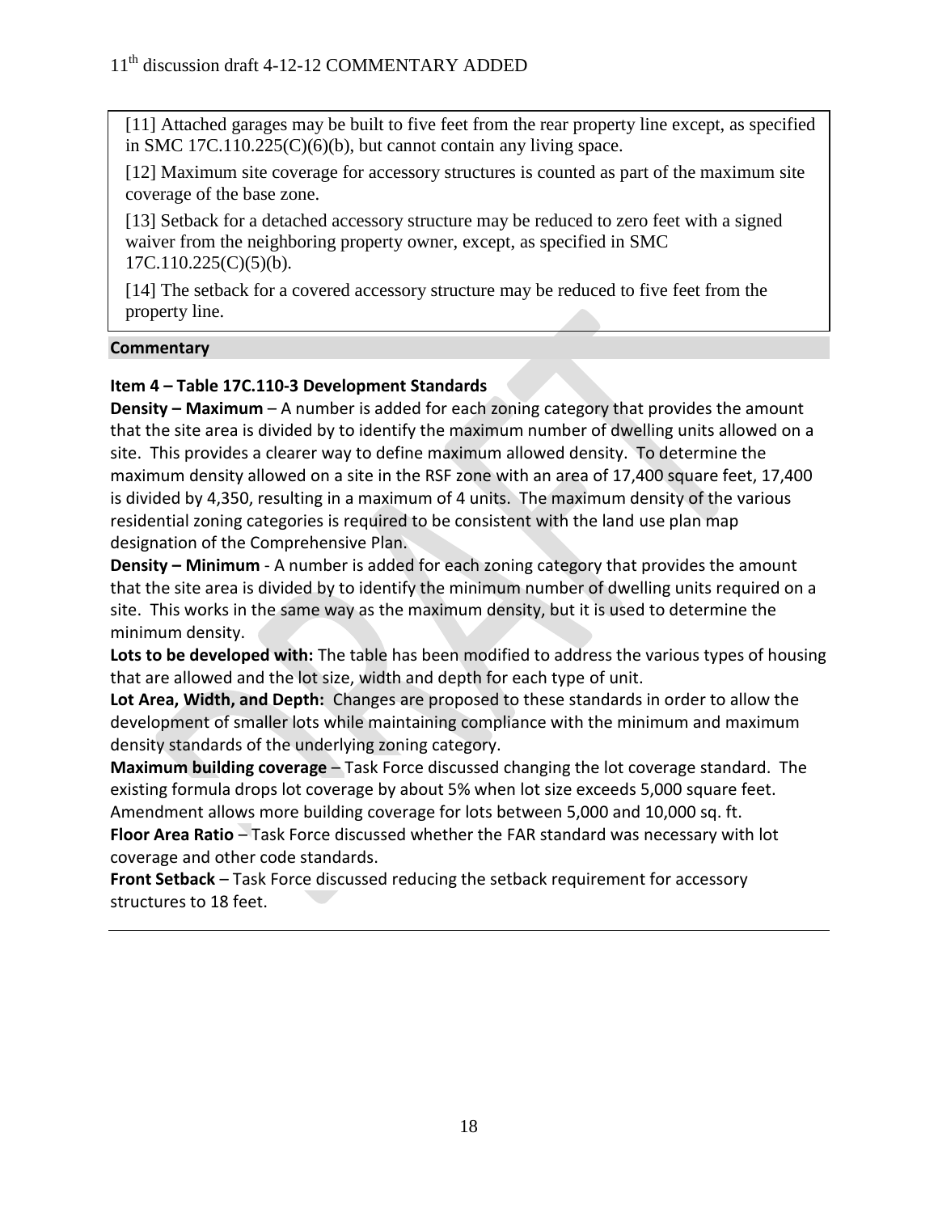[11] Attached garages may be built to five feet from the rear property line except, as specified in SMC 17C.110.225(C)(6)(b), but cannot contain any living space.

[12] Maximum site coverage for accessory structures is counted as part of the maximum site coverage of the base zone.

[13] Setback for a detached accessory structure may be reduced to zero feet with a signed waiver from the neighboring property owner, except, as specified in SMC 17C.110.225(C)(5)(b).

[14] The setback for a covered accessory structure may be reduced to five feet from the property line.

**Commentary**

**Item 4 – Table 17C.110-3 Development Standards**

**Density – Maximum** – A number is added for each zoning category that provides the amount that the site area is divided by to identify the maximum number of dwelling units allowed on a site. This provides a clearer way to define maximum allowed density. To determine the maximum density allowed on a site in the RSF zone with an area of 17,400 square feet, 17,400 is divided by 4,350, resulting in a maximum of 4 units. The maximum density of the various residential zoning categories is required to be consistent with the land use plan map designation of the Comprehensive Plan.

**Density – Minimum** - A number is added for each zoning category that provides the amount that the site area is divided by to identify the minimum number of dwelling units required on a site. This works in the same way as the maximum density, but it is used to determine the minimum density.

**Lots to be developed with:** The table has been modified to address the various types of housing that are allowed and the lot size, width and depth for each type of unit.

**Lot Area, Width, and Depth:** Changes are proposed to these standards in order to allow the development of smaller lots while maintaining compliance with the minimum and maximum density standards of the underlying zoning category.

**Maximum building coverage** – Task Force discussed changing the lot coverage standard. The existing formula drops lot coverage by about 5% when lot size exceeds 5,000 square feet. Amendment allows more building coverage for lots between 5,000 and 10,000 sq. ft.

**Floor Area Ratio** – Task Force discussed whether the FAR standard was necessary with lot coverage and other code standards.

**Front Setback** – Task Force discussed reducing the setback requirement for accessory structures to 18 feet.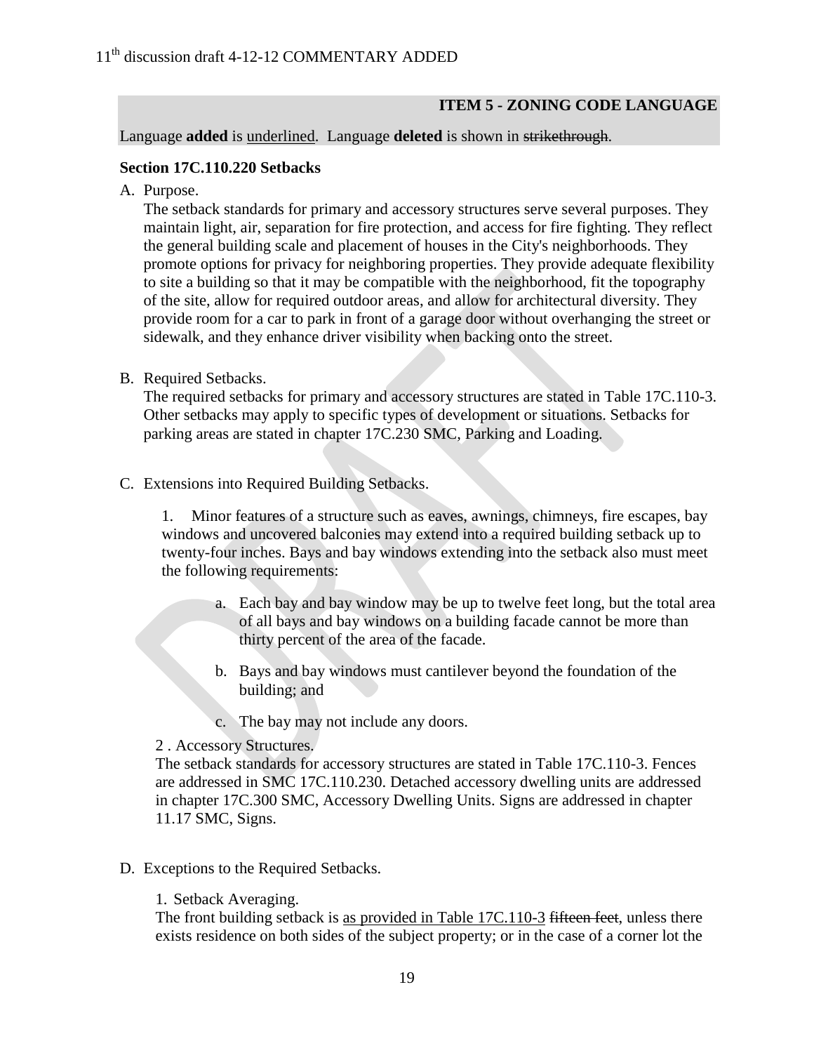## ITEM 5 - ZONING CODE LANGUAGE

Language **added** is <u>underlined</u>. Language **deleted** is shown in ~~strikethrough~~.

### Section 17C.110.220 Setbacks

A. Purpose.

The setback standards for primary and accessory structures serve several purposes. They maintain light, air, separation for fire protection, and access for fire fighting. They reflect the general building scale and placement of houses in the City's neighborhoods. They promote options for privacy for neighboring properties. They provide adequate flexibility to site a building so that it may be compatible with the neighborhood, fit the topography of the site, allow for required outdoor areas, and allow for architectural diversity. They provide room for a car to park in front of a garage door without overhanging the street or sidewalk, and they enhance driver visibility when backing onto the street.

B. Required Setbacks.

The required setbacks for primary and accessory structures are stated in Table 17C.110-3. Other setbacks may apply to specific types of development or situations. Setbacks for parking areas are stated in chapter 17C.230 SMC, Parking and Loading.

C. Extensions into Required Building Setbacks.

1. Minor features of a structure such as eaves, awnings, chimneys, fire escapes, bay windows and uncovered balconies may extend into a required building setback up to twenty-four inches. Bays and bay windows extending into the setback also must meet the following requirements:

   a. Each bay and bay window may be up to twelve feet long, but the total area of all bays and bay windows on a building facade cannot be more than thirty percent of the area of the facade.

   b. Bays and bay windows must cantilever beyond the foundation of the building; and

   c. The bay may not include any doors.

2 . Accessory Structures.

The setback standards for accessory structures are stated in Table 17C.110-3. Fences are addressed in SMC 17C.110.230. Detached accessory dwelling units are addressed in chapter 17C.300 SMC, Accessory Dwelling Units. Signs are addressed in chapter 11.17 SMC, Signs.

D. Exceptions to the Required Setbacks.

1. Setback Averaging.

The front building setback is <u>as provided in Table 17C.110-3</u> ~~fifteen feet~~, unless there exists residence on both sides of the subject property; or in the case of a corner lot the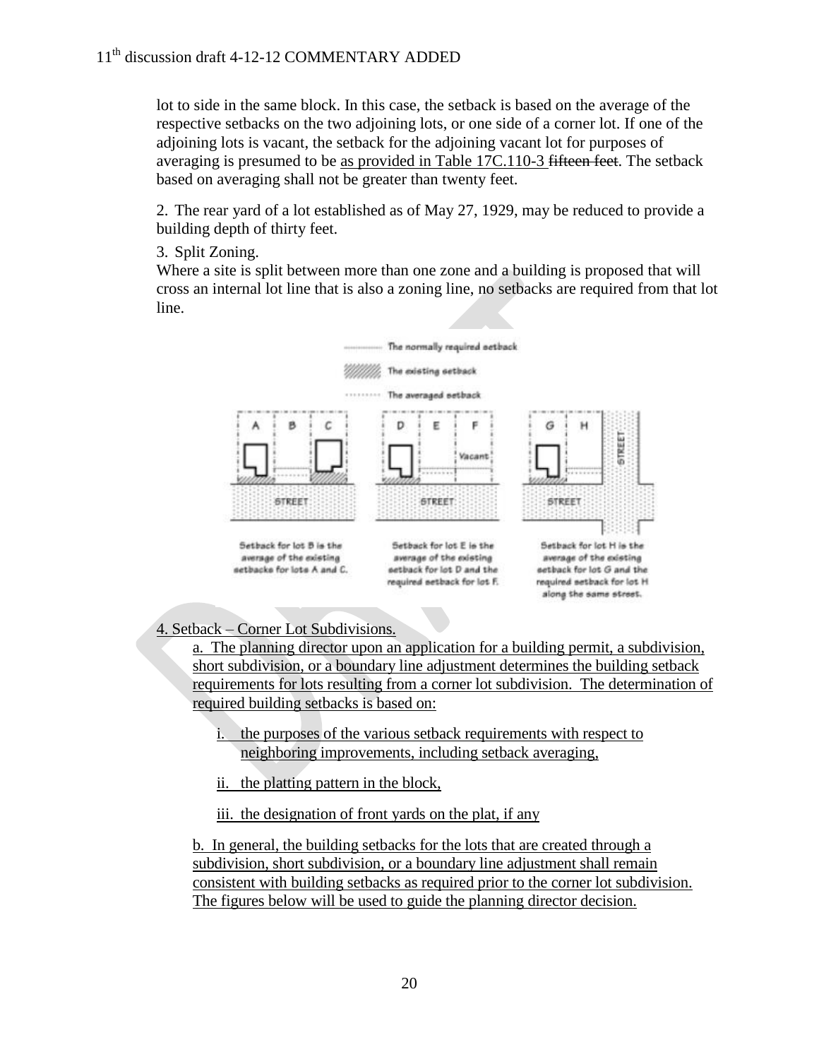lot to side in the same block. In this case, the setback is based on the average of the respective setbacks on the two adjoining lots, or one side of a corner lot. If one of the adjoining lots is vacant, the setback for the adjoining vacant lot for purposes of averaging is presumed to be as provided in Table 17C.110-3 ~~fifteen feet~~. The setback based on averaging shall not be greater than twenty feet.

2. The rear yard of a lot established as of May 27, 1929, may be reduced to provide a building depth of thirty feet.

3. Split Zoning.
Where a site is split between more than one zone and a building is proposed that will cross an internal lot line that is also a zoning line, no setbacks are required from that lot line.

The normally required setback

The existing setback

The averaged setback

Setback for lot B is the average of the existing setbacks for lots A and C.

Setback for lot E is the average of the existing setback for lot D and the required setback for lot F.

Setback for lot H is the average of the existing setback for lot G and the required setback for lot H along the same street.

4. Setback – Corner Lot Subdivisions.

a. The planning director upon an application for a building permit, a subdivision, short subdivision, or a boundary line adjustment determines the building setback requirements for lots resulting from a corner lot subdivision. The determination of required building setbacks is based on:

i. the purposes of the various setback requirements with respect to neighboring improvements, including setback averaging,

ii. the platting pattern in the block,

iii. the designation of front yards on the plat, if any

b. In general, the building setbacks for the lots that are created through a subdivision, short subdivision, or a boundary line adjustment shall remain consistent with building setbacks as required prior to the corner lot subdivision. The figures below will be used to guide the planning director decision.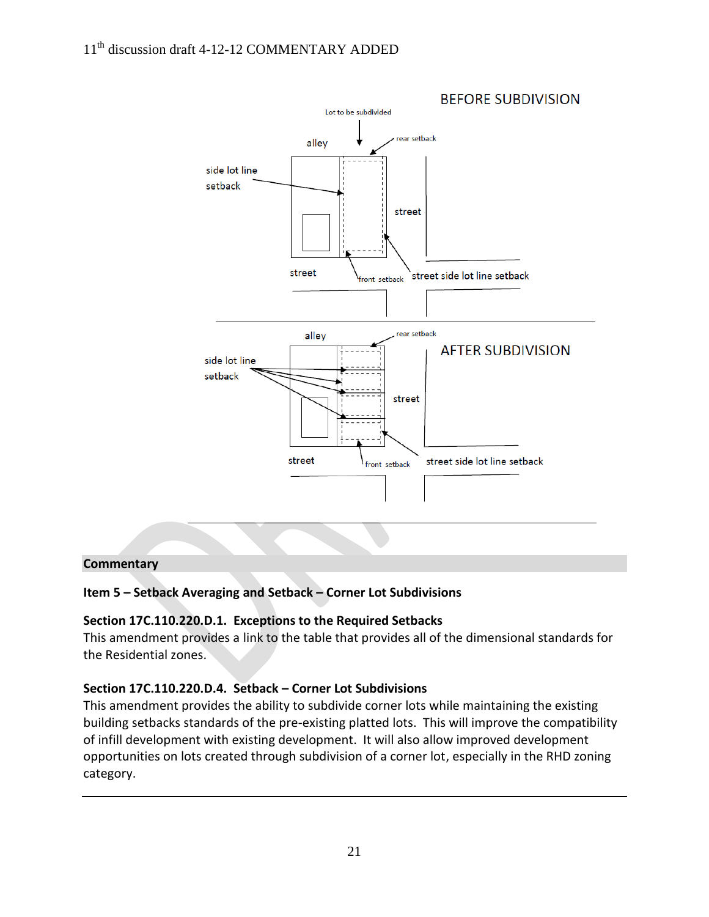BEFORE SUBDIVISION

Lot to be subdivided

alley

rear setback

side lot line setback

street

street

front setback

street side lot line setback

alley

rear setback

AFTER SUBDIVISION

side lot line setback

street

street

front setback

street side lot line setback

## Commentary

### Item 5 – Setback Averaging and Setback – Corner Lot Subdivisions

**Section 17C.110.220.D.1. Exceptions to the Required Setbacks**

This amendment provides a link to the table that provides all of the dimensional standards for the Residential zones.

**Section 17C.110.220.D.4. Setback – Corner Lot Subdivisions**

This amendment provides the ability to subdivide corner lots while maintaining the existing building setbacks standards of the pre-existing platted lots. This will improve the compatibility of infill development with existing development. It will also allow improved development opportunities on lots created through subdivision of a corner lot, especially in the RHD zoning category.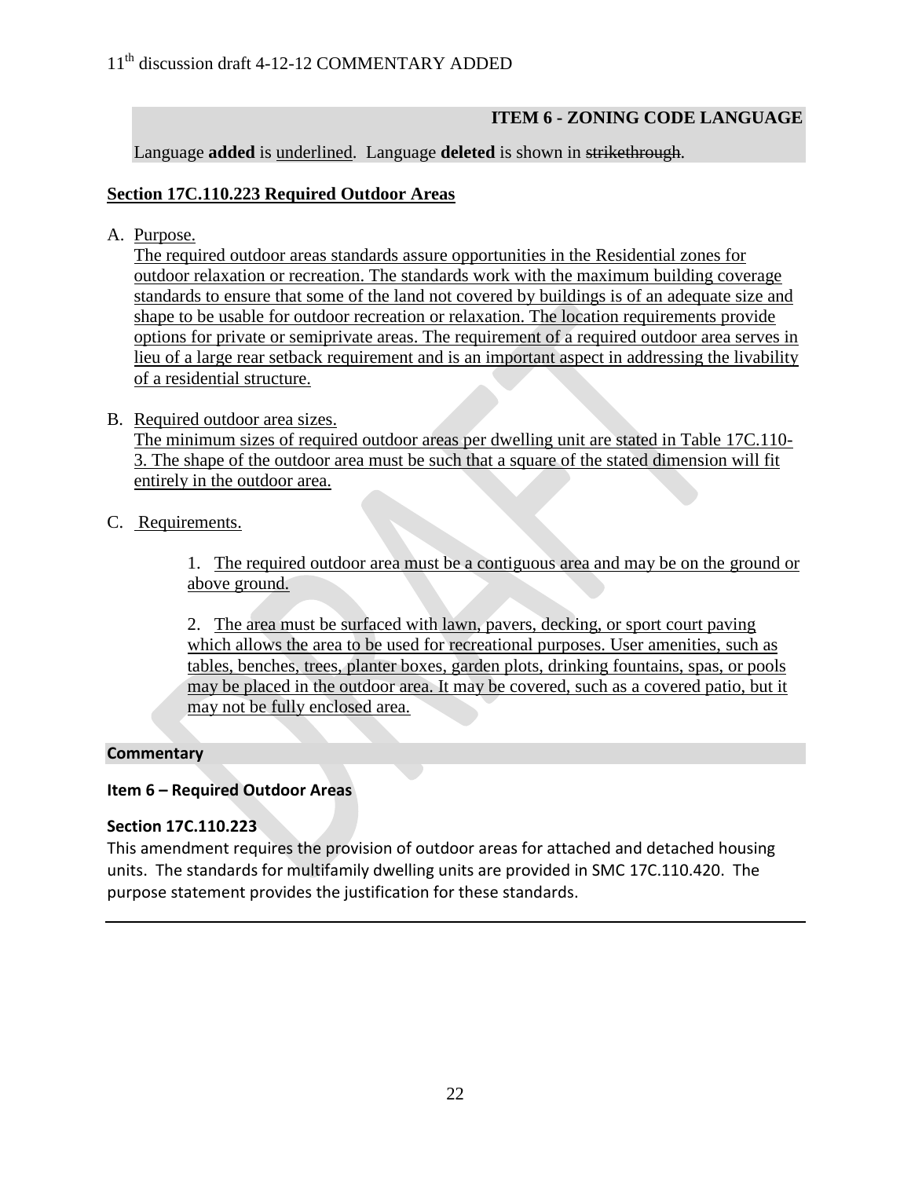11th discussion draft 4-12-12 COMMENTARY ADDED

## ITEM 6 - ZONING CODE LANGUAGE

Language **added** is <u>underlined</u>. Language **deleted** is shown in ~~strikethrough~~.

### <u>Section 17C.110.223 Required Outdoor Areas</u>

A. <u>Purpose.</u>
<u>The required outdoor areas standards assure opportunities in the Residential zones for outdoor relaxation or recreation. The standards work with the maximum building coverage standards to ensure that some of the land not covered by buildings is of an adequate size and shape to be usable for outdoor recreation or relaxation. The location requirements provide options for private or semiprivate areas. The requirement of a required outdoor area serves in lieu of a large rear setback requirement and is an important aspect in addressing the livability of a residential structure.</u>

B. <u>Required outdoor area sizes.</u>
<u>The minimum sizes of required outdoor areas per dwelling unit are stated in Table 17C.110-3. The shape of the outdoor area must be such that a square of the stated dimension will fit entirely in the outdoor area.</u>

C. <u>Requirements.</u>

1. <u>The required outdoor area must be a contiguous area and may be on the ground or above ground.</u>

2. <u>The area must be surfaced with lawn, pavers, decking, or sport court paving which allows the area to be used for recreational purposes. User amenities, such as tables, benches, trees, planter boxes, garden plots, drinking fountains, spas, or pools may be placed in the outdoor area. It may be covered, such as a covered patio, but it may not be fully enclosed area.</u>

**Commentary**

**Item 6 – Required Outdoor Areas**

**Section 17C.110.223**

This amendment requires the provision of outdoor areas for attached and detached housing units. The standards for multifamily dwelling units are provided in SMC 17C.110.420. The purpose statement provides the justification for these standards.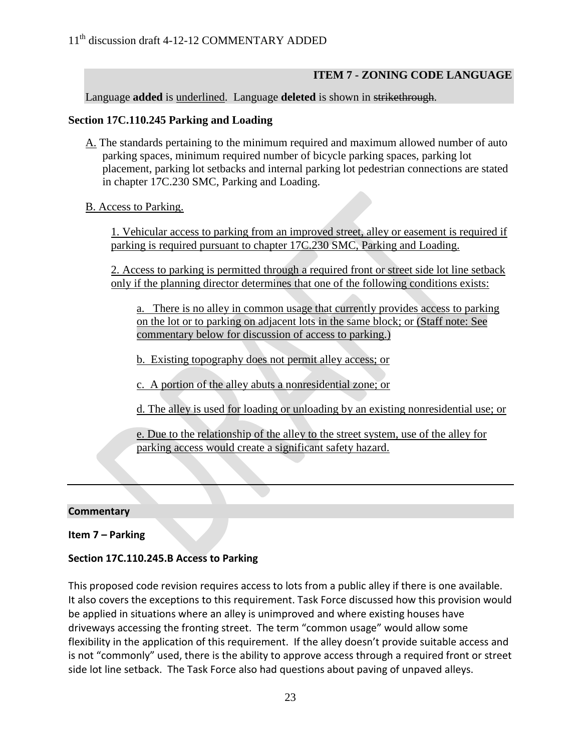## ITEM 7 - ZONING CODE LANGUAGE

Language **added** is <u>underlined</u>. Language **deleted** is shown in ~~strikethrough~~.

### Section 17C.110.245 Parking and Loading

<u>A.</u> The standards pertaining to the minimum required and maximum allowed number of auto parking spaces, minimum required number of bicycle parking spaces, parking lot placement, parking lot setbacks and internal parking lot pedestrian connections are stated in chapter 17C.230 SMC, Parking and Loading.

<u>B. Access to Parking.</u>

<u>1. Vehicular access to parking from an improved street, alley or easement is required if parking is required pursuant to chapter 17C.230 SMC, Parking and Loading.</u>

<u>2. Access to parking is permitted through a required front or street side lot line setback only if the planning director determines that one of the following conditions exists:</u>

<u>a. There is no alley in common usage that currently provides access to parking on the lot or to parking on adjacent lots in the same block; or (Staff note: See commentary below for discussion of access to parking.)</u>

<u>b. Existing topography does not permit alley access; or</u>

<u>c. A portion of the alley abuts a nonresidential zone; or</u>

<u>d. The alley is used for loading or unloading by an existing nonresidential use; or</u>

<u>e. Due to the relationship of the alley to the street system, use of the alley for parking access would create a significant safety hazard.</u>

---

**Commentary**

**Item 7 – Parking**

**Section 17C.110.245.B Access to Parking**

This proposed code revision requires access to lots from a public alley if there is one available. It also covers the exceptions to this requirement. Task Force discussed how this provision would be applied in situations where an alley is unimproved and where existing houses have driveways accessing the fronting street. The term "common usage" would allow some flexibility in the application of this requirement. If the alley doesn't provide suitable access and is not "commonly" used, there is the ability to approve access through a required front or street side lot line setback. The Task Force also had questions about paving of unpaved alleys.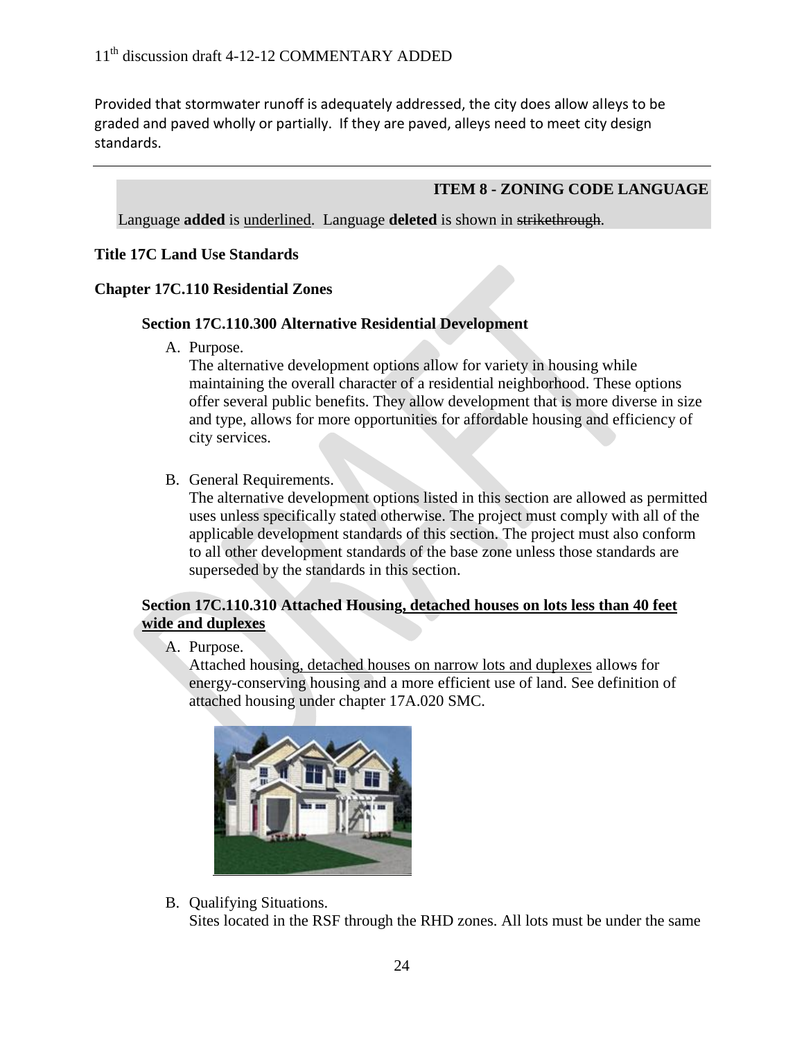Provided that stormwater runoff is adequately addressed, the city does allow alleys to be graded and paved wholly or partially. If they are paved, alleys need to meet city design standards.

---

**ITEM 8 - ZONING CODE LANGUAGE**

Language **added** is <u>underlined</u>. Language **deleted** is shown in ~~strikethrough~~.

**Title 17C Land Use Standards**

**Chapter 17C.110 Residential Zones**

**Section 17C.110.300 Alternative Residential Development**

A. Purpose.
   The alternative development options allow for variety in housing while maintaining the overall character of a residential neighborhood. These options offer several public benefits. They allow development that is more diverse in size and type, allows for more opportunities for affordable housing and efficiency of city services.

B. General Requirements.
   The alternative development options listed in this section are allowed as permitted uses unless specifically stated otherwise. The project must comply with all of the applicable development standards of this section. The project must also conform to all other development standards of the base zone unless those standards are superseded by the standards in this section.

**Section 17C.110.310 Attached Housing<u>, detached houses on lots less than 40 feet wide and duplexes</u>**

A. Purpose.
   Attached housing<u>, detached houses on narrow lots and duplexes</u> allow~~s~~ for energy-conserving housing and a more efficient use of land. See definition of attached housing under chapter 17A.020 SMC.

B. Qualifying Situations.
   Sites located in the RSF through the RHD zones. All lots must be under the same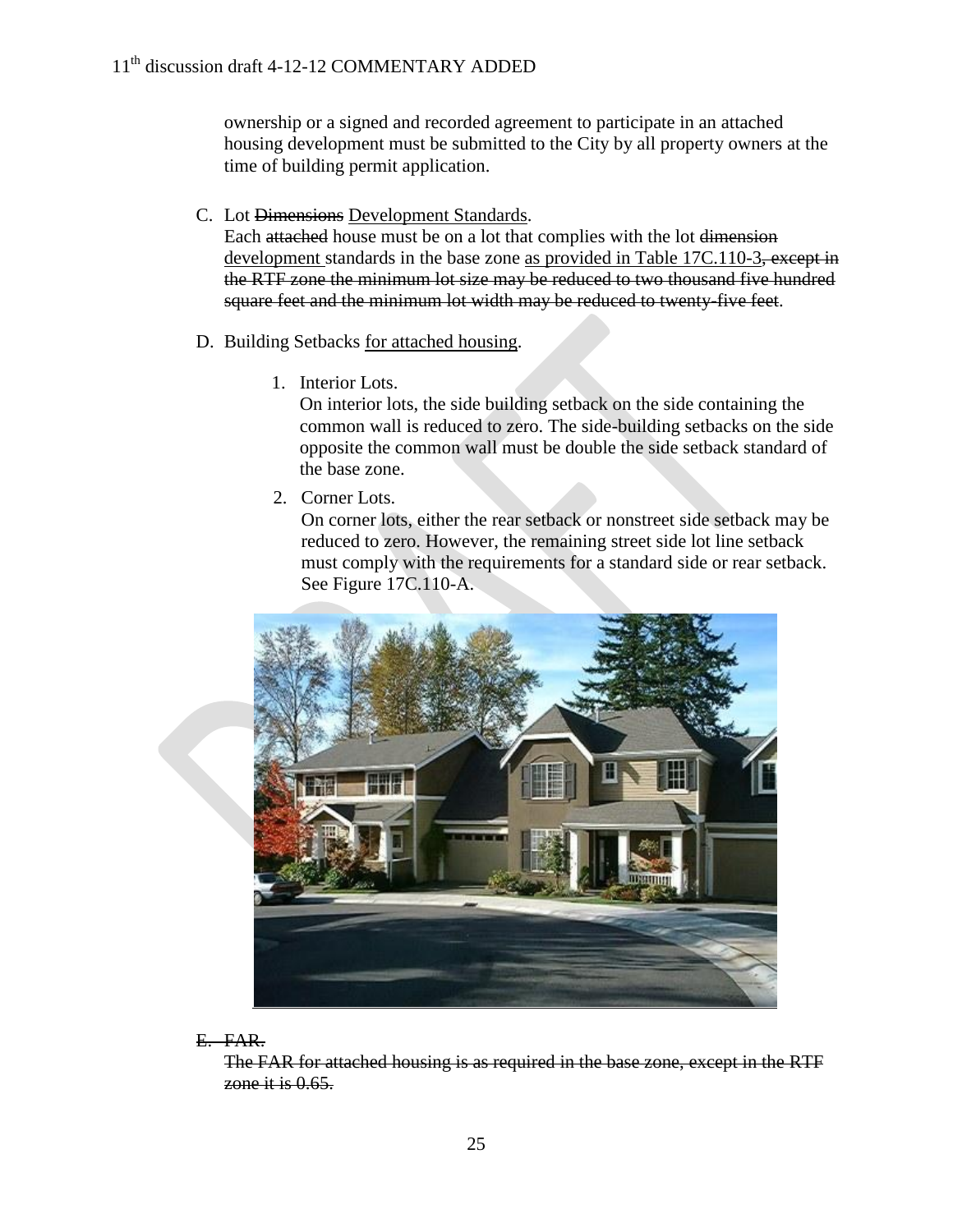ownership or a signed and recorded agreement to participate in an attached housing development must be submitted to the City by all property owners at the time of building permit application.

C. Lot ~~Dimensions~~ <u>Development Standards</u>.
Each ~~attached~~ house must be on a lot that complies with the lot ~~dimension~~ <u>development</u> standards in the base zone <u>as provided in Table 17C.110-3</u>~~, except in the RTF zone the minimum lot size may be reduced to two thousand five hundred square feet and the minimum lot width may be reduced to twenty-five feet~~.

D. Building Setbacks <u>for attached housing</u>.

1. Interior Lots.
On interior lots, the side building setback on the side containing the common wall is reduced to zero. The side-building setbacks on the side opposite the common wall must be double the side setback standard of the base zone.

2. Corner Lots.
On corner lots, either the rear setback or nonstreet side setback may be reduced to zero. However, the remaining street side lot line setback must comply with the requirements for a standard side or rear setback. See Figure 17C.110-A.

~~E. FAR.~~
~~The FAR for attached housing is as required in the base zone, except in the RTF zone it is 0.65.~~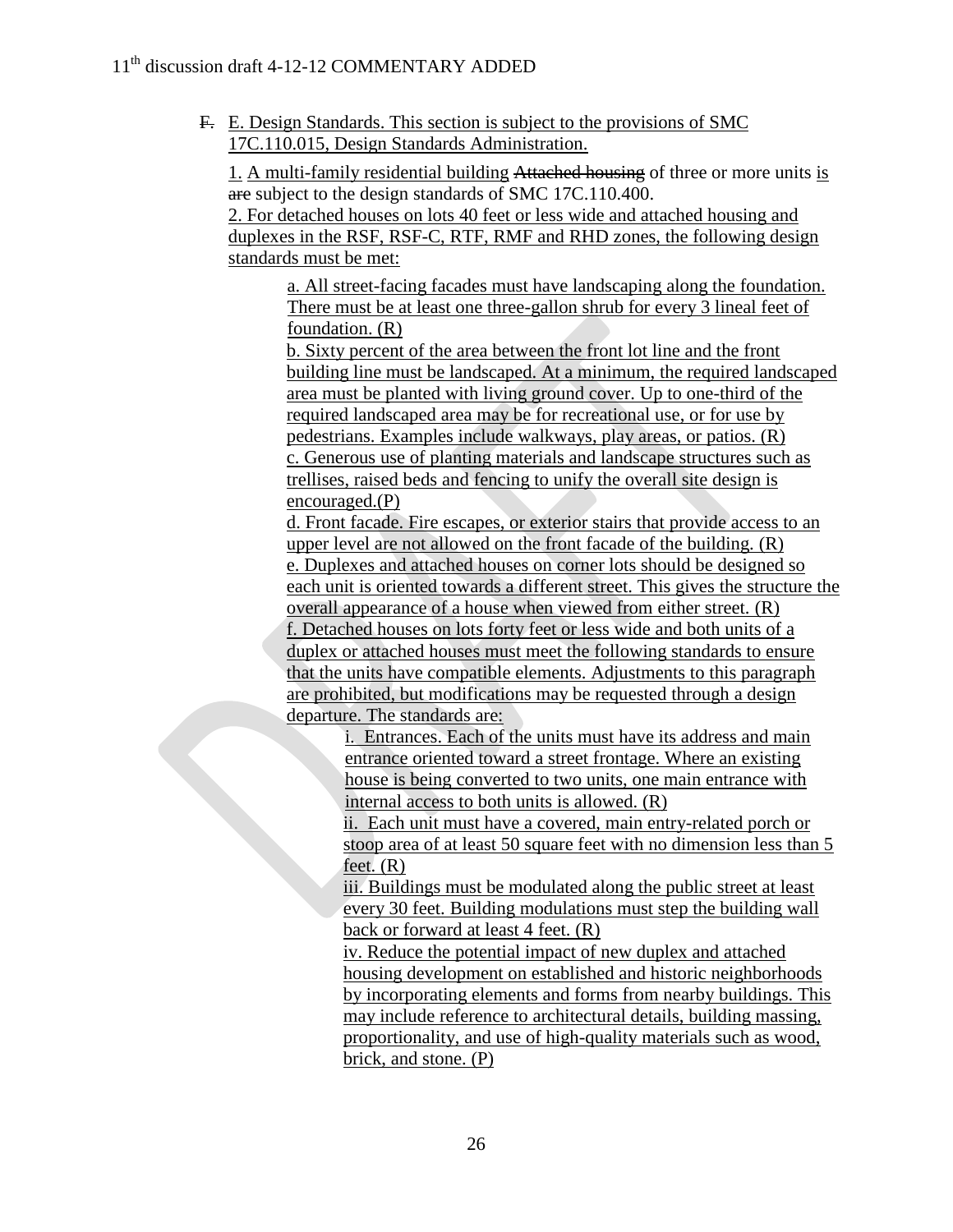~~F.~~ E. Design Standards. This section is subject to the provisions of SMC 17C.110.015, Design Standards Administration.

1. A multi-family residential building ~~Attached housing~~ of three or more units is ~~are~~ subject to the design standards of SMC 17C.110.400.

2. For detached houses on lots 40 feet or less wide and attached housing and duplexes in the RSF, RSF-C, RTF, RMF and RHD zones, the following design standards must be met:

a. All street-facing facades must have landscaping along the foundation. There must be at least one three-gallon shrub for every 3 lineal feet of foundation. (R)

b. Sixty percent of the area between the front lot line and the front building line must be landscaped. At a minimum, the required landscaped area must be planted with living ground cover. Up to one-third of the required landscaped area may be for recreational use, or for use by pedestrians. Examples include walkways, play areas, or patios. (R)

c. Generous use of planting materials and landscape structures such as trellises, raised beds and fencing to unify the overall site design is encouraged.(P)

d. Front facade. Fire escapes, or exterior stairs that provide access to an upper level are not allowed on the front facade of the building. (R)

e. Duplexes and attached houses on corner lots should be designed so each unit is oriented towards a different street. This gives the structure the overall appearance of a house when viewed from either street. (R)

f. Detached houses on lots forty feet or less wide and both units of a duplex or attached houses must meet the following standards to ensure that the units have compatible elements. Adjustments to this paragraph are prohibited, but modifications may be requested through a design departure. The standards are:

i. Entrances. Each of the units must have its address and main entrance oriented toward a street frontage. Where an existing house is being converted to two units, one main entrance with internal access to both units is allowed. (R)

ii. Each unit must have a covered, main entry-related porch or stoop area of at least 50 square feet with no dimension less than 5 feet. (R)

iii. Buildings must be modulated along the public street at least every 30 feet. Building modulations must step the building wall back or forward at least 4 feet. (R)

iv. Reduce the potential impact of new duplex and attached housing development on established and historic neighborhoods by incorporating elements and forms from nearby buildings. This may include reference to architectural details, building massing, proportionality, and use of high-quality materials such as wood, brick, and stone. (P)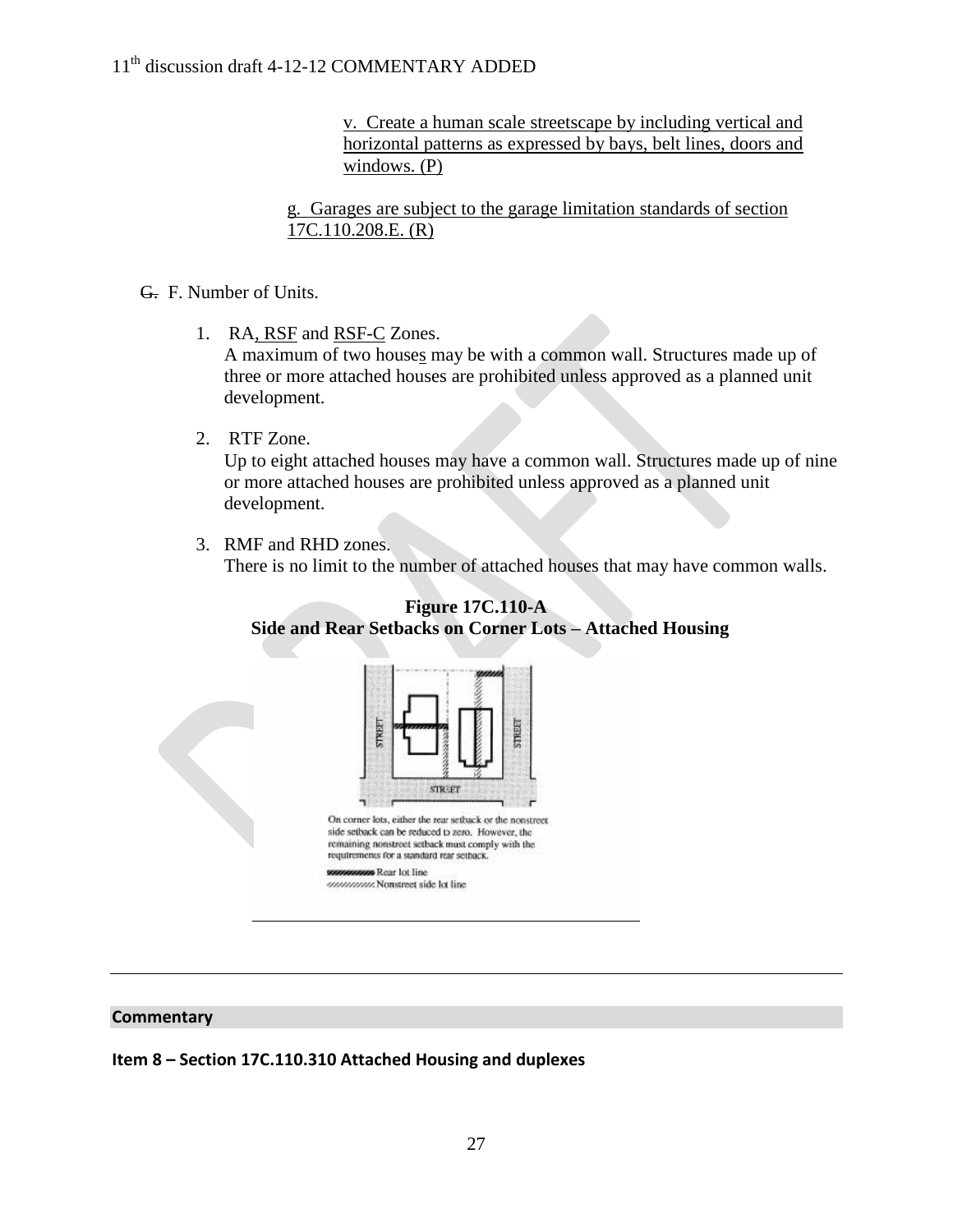v. Create a human scale streetscape by including vertical and horizontal patterns as expressed by bays, belt lines, doors and windows. (P)

g. Garages are subject to the garage limitation standards of section 17C.110.208.E. (R)

~~G.~~ F. Number of Units.

1. RA, RSF and RSF-C Zones.
   A maximum of two houses may be with a common wall. Structures made up of three or more attached houses are prohibited unless approved as a planned unit development.

2. RTF Zone.
   Up to eight attached houses may have a common wall. Structures made up of nine or more attached houses are prohibited unless approved as a planned unit development.

3. RMF and RHD zones.
   There is no limit to the number of attached houses that may have common walls.

**Figure 17C.110-A**
**Side and Rear Setbacks on Corner Lots – Attached Housing**

STREET STREET STREET

On corner lots, either the rear setback or the nonstreet side setback can be reduced to zero. However, the remaining nonstreet setback must comply with the requirements for a standard rear setback.

Rear lot line
Nonstreet side lot line

---

**Commentary**

**Item 8 – Section 17C.110.310 Attached Housing and duplexes**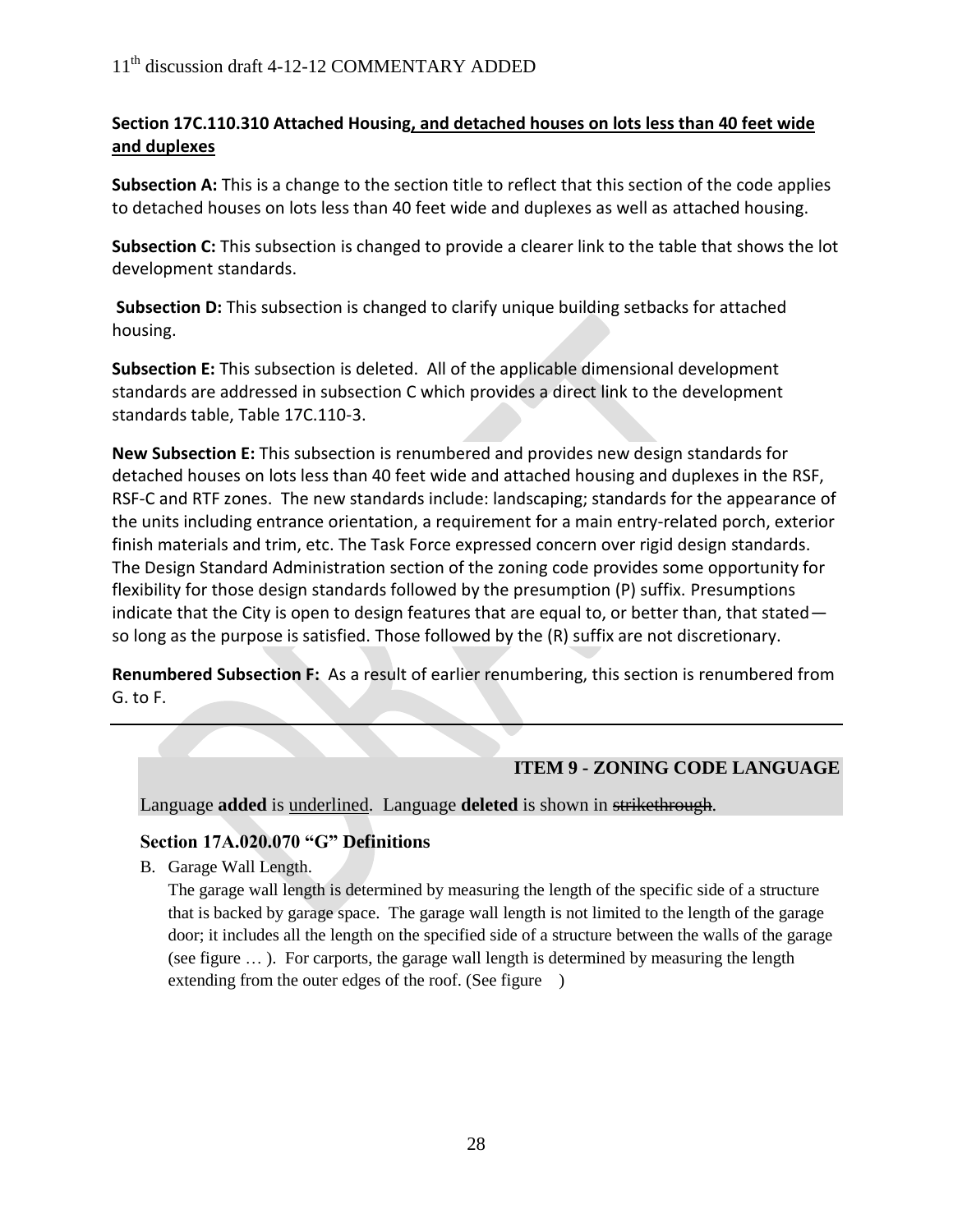## Section 17C.110.310 Attached Housing<u>, and detached houses on lots less than 40 feet wide and duplexes</u>

**Subsection A:** This is a change to the section title to reflect that this section of the code applies to detached houses on lots less than 40 feet wide and duplexes as well as attached housing.

**Subsection C:** This subsection is changed to provide a clearer link to the table that shows the lot development standards.

**Subsection D:** This subsection is changed to clarify unique building setbacks for attached housing.

**Subsection E:** This subsection is deleted. All of the applicable dimensional development standards are addressed in subsection C which provides a direct link to the development standards table, Table 17C.110-3.

**New Subsection E:** This subsection is renumbered and provides new design standards for detached houses on lots less than 40 feet wide and attached housing and duplexes in the RSF, RSF-C and RTF zones. The new standards include: landscaping; standards for the appearance of the units including entrance orientation, a requirement for a main entry-related porch, exterior finish materials and trim, etc. The Task Force expressed concern over rigid design standards. The Design Standard Administration section of the zoning code provides some opportunity for flexibility for those design standards followed by the presumption (P) suffix. Presumptions indicate that the City is open to design features that are equal to, or better than, that stated—so long as the purpose is satisfied. Those followed by the (R) suffix are not discretionary.

**Renumbered Subsection F:** As a result of earlier renumbering, this section is renumbered from G. to F.

---

## ITEM 9 - ZONING CODE LANGUAGE

Language **added** is <u>underlined</u>. Language **deleted** is shown in ~~strikethrough~~.

### Section 17A.020.070 "G" Definitions

B. Garage Wall Length.

The garage wall length is determined by measuring the length of the specific side of a structure that is backed by garage space. The garage wall length is not limited to the length of the garage door; it includes all the length on the specified side of a structure between the walls of the garage (see figure … ). For carports, the garage wall length is determined by measuring the length extending from the outer edges of the roof. (See figure )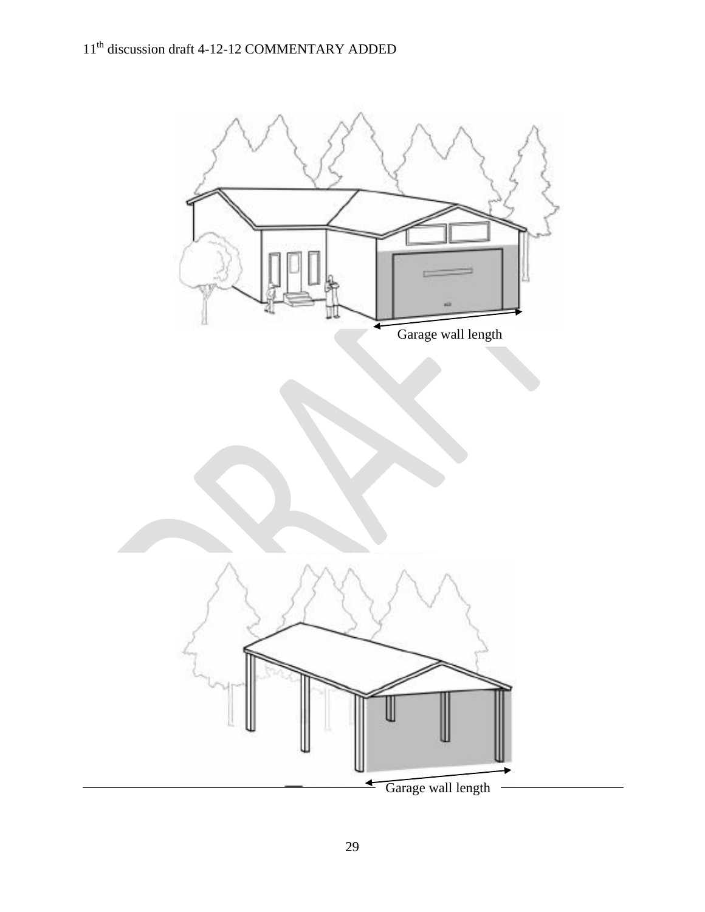Garage wall length

Garage wall length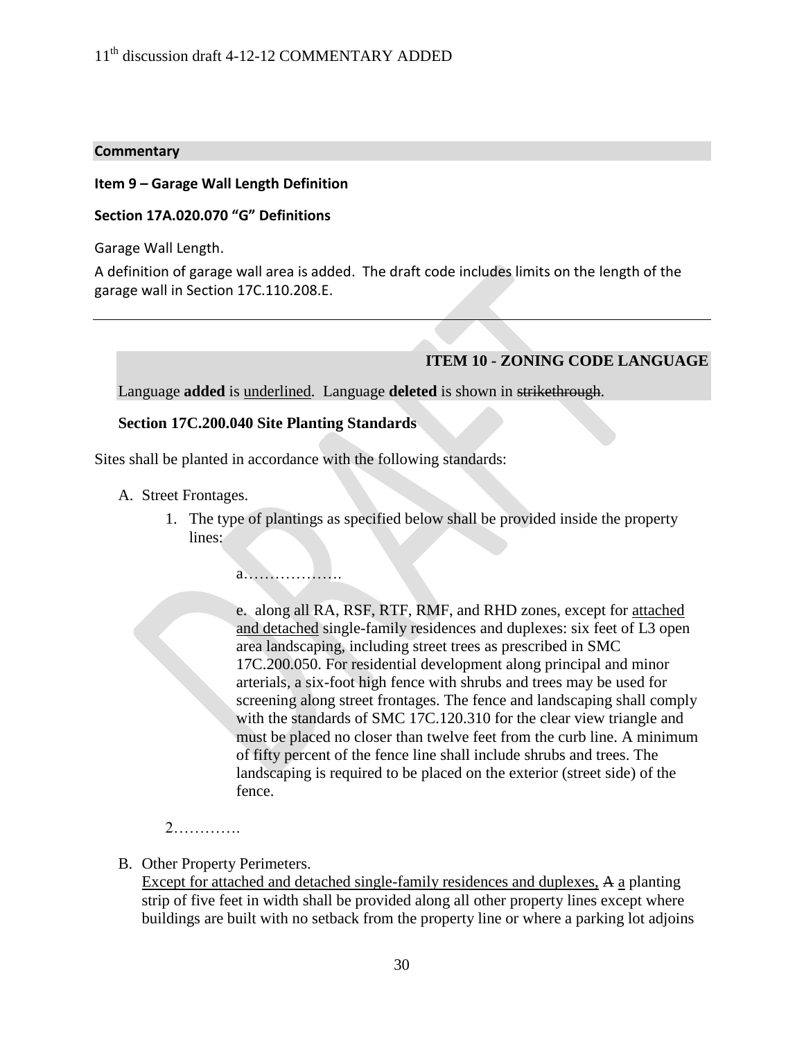**Commentary**

**Item 9 – Garage Wall Length Definition**

**Section 17A.020.070 "G" Definitions**

Garage Wall Length.

A definition of garage wall area is added. The draft code includes limits on the length of the garage wall in Section 17C.110.208.E.

---

**ITEM 10 - ZONING CODE LANGUAGE**

Language **added** is <u>underlined</u>. Language **deleted** is shown in ~~strikethrough~~.

**Section 17C.200.040 Site Planting Standards**

Sites shall be planted in accordance with the following standards:

A. Street Frontages.

1. The type of plantings as specified below shall be provided inside the property lines:

   a……………….

   e. along all RA, RSF, RTF, RMF, and RHD zones, except for <u>attached and detached</u> single-family residences and duplexes: six feet of L3 open area landscaping, including street trees as prescribed in SMC 17C.200.050. For residential development along principal and minor arterials, a six-foot high fence with shrubs and trees may be used for screening along street frontages. The fence and landscaping shall comply with the standards of SMC 17C.120.310 for the clear view triangle and must be placed no closer than twelve feet from the curb line. A minimum of fifty percent of the fence line shall include shrubs and trees. The landscaping is required to be placed on the exterior (street side) of the fence.

2………….

B. Other Property Perimeters.
<u>Except for attached and detached single-family residences and duplexes,</u> ~~A~~ <u>a</u> planting strip of five feet in width shall be provided along all other property lines except where buildings are built with no setback from the property line or where a parking lot adjoins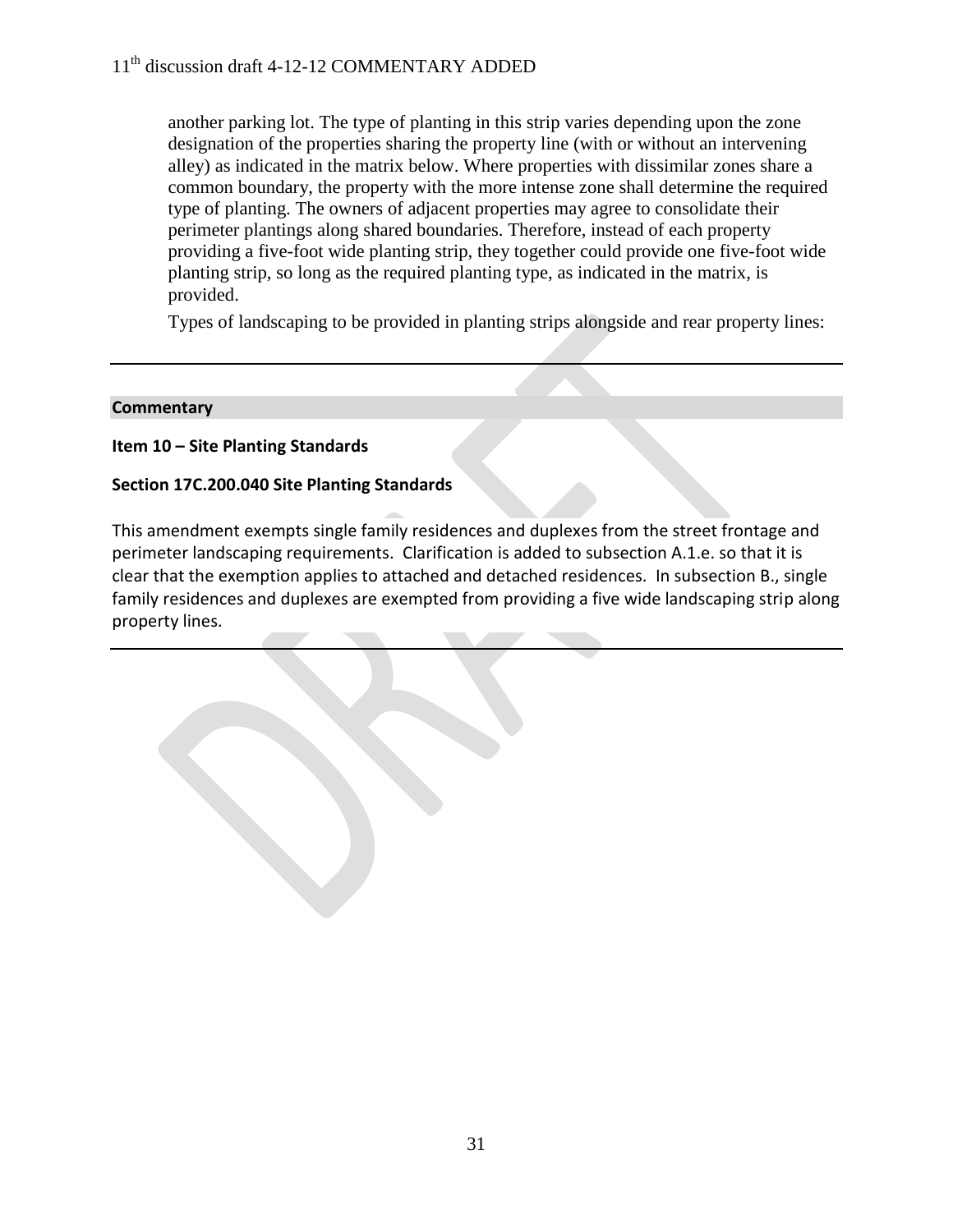another parking lot. The type of planting in this strip varies depending upon the zone designation of the properties sharing the property line (with or without an intervening alley) as indicated in the matrix below. Where properties with dissimilar zones share a common boundary, the property with the more intense zone shall determine the required type of planting. The owners of adjacent properties may agree to consolidate their perimeter plantings along shared boundaries. Therefore, instead of each property providing a five-foot wide planting strip, they together could provide one five-foot wide planting strip, so long as the required planting type, as indicated in the matrix, is provided.

Types of landscaping to be provided in planting strips alongside and rear property lines:

---

**Commentary**

**Item 10 – Site Planting Standards**

**Section 17C.200.040 Site Planting Standards**

This amendment exempts single family residences and duplexes from the street frontage and perimeter landscaping requirements. Clarification is added to subsection A.1.e. so that it is clear that the exemption applies to attached and detached residences. In subsection B., single family residences and duplexes are exempted from providing a five wide landscaping strip along property lines.

---